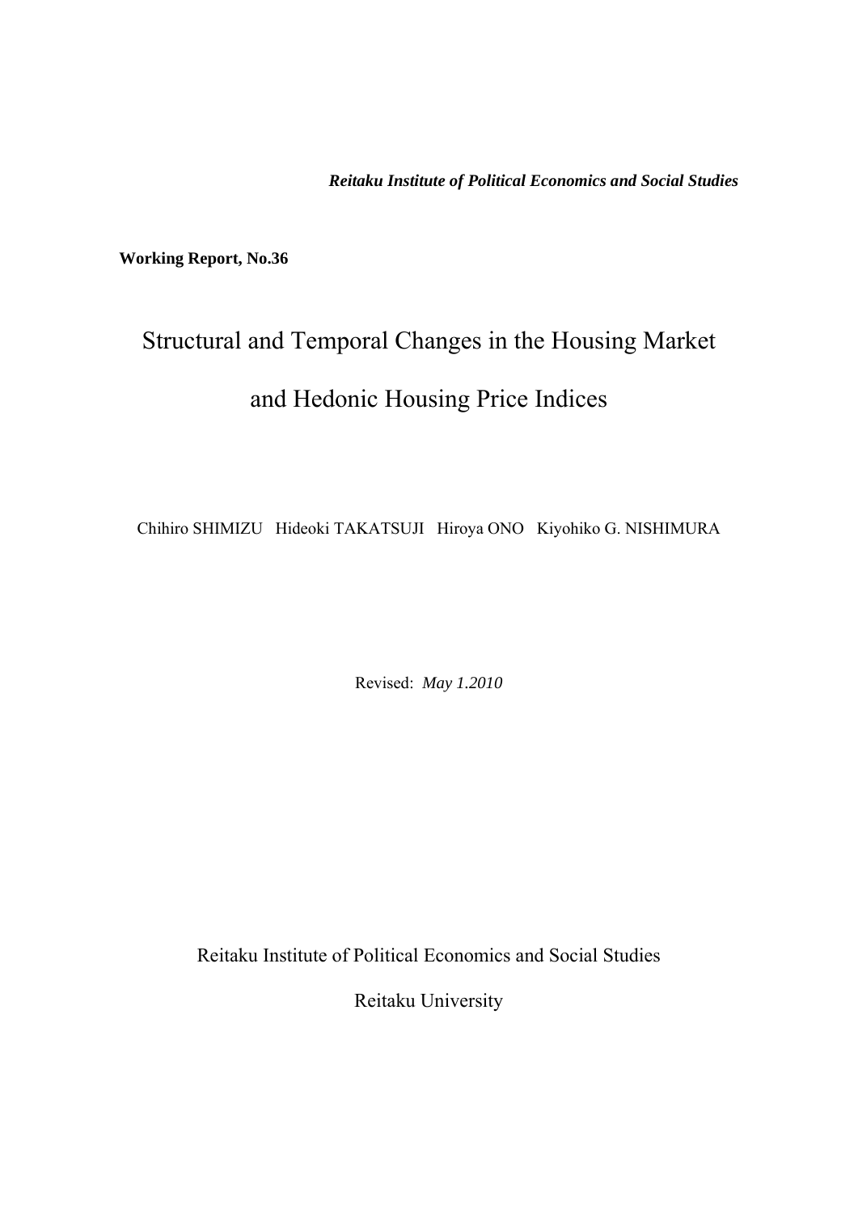***Reitaku Institute of Political Economics and Social Studies***

**Working Report, No.36**

# Structural and Temporal Changes in the Housing Market and Hedonic Housing Price Indices

Chihiro SHIMIZU Hideoki TAKATSUJI Hiroya ONO Kiyohiko G. NISHIMURA

Revised: *May 1.2010*

Reitaku Institute of Political Economics and Social Studies

Reitaku University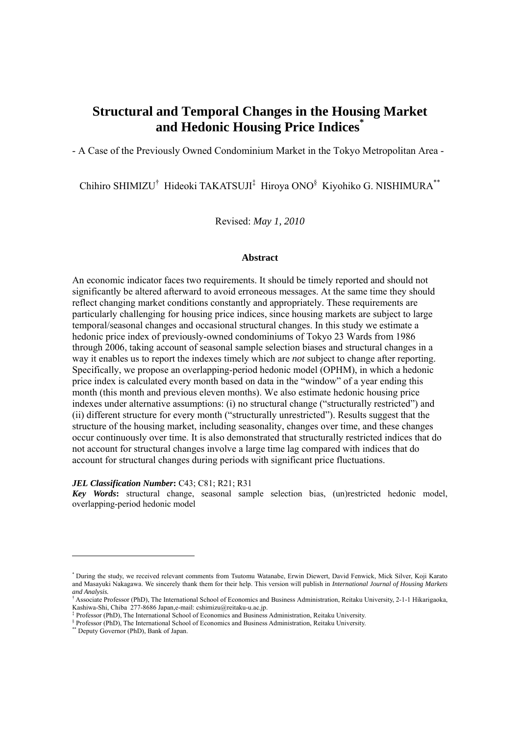# Structural and Temporal Changes in the Housing Market and Hedonic Housing Price Indices[*]

- A Case of the Previously Owned Condominium Market in the Tokyo Metropolitan Area -

Chihiro SHIMIZU[†] Hideoki TAKATSUJI[‡] Hiroya ONO[§] Kiyohiko G. NISHIMURA[**]

Revised: *May 1, 2010*

### Abstract

An economic indicator faces two requirements. It should be timely reported and should not significantly be altered afterward to avoid erroneous messages. At the same time they should reflect changing market conditions constantly and appropriately. These requirements are particularly challenging for housing price indices, since housing markets are subject to large temporal/seasonal changes and occasional structural changes. In this study we estimate a hedonic price index of previously-owned condominiums of Tokyo 23 Wards from 1986 through 2006, taking account of seasonal sample selection biases and structural changes in a way it enables us to report the indexes timely which are *not* subject to change after reporting. Specifically, we propose an overlapping-period hedonic model (OPHM), in which a hedonic price index is calculated every month based on data in the "window" of a year ending this month (this month and previous eleven months). We also estimate hedonic housing price indexes under alternative assumptions: (i) no structural change ("structurally restricted") and (ii) different structure for every month ("structurally unrestricted"). Results suggest that the structure of the housing market, including seasonality, changes over time, and these changes occur continuously over time. It is also demonstrated that structurally restricted indices that do not account for structural changes involve a large time lag compared with indices that do account for structural changes during periods with significant price fluctuations.

***JEL Classification Number*:** C43; C81; R21; R31

***Key Words*:** structural change, seasonal sample selection bias, (un)restricted hedonic model, overlapping-period hedonic model

---

[*] During the study, we received relevant comments from Tsutomu Watanabe, Erwin Diewert, David Fenwick, Mick Silver, Koji Karato and Masayuki Nakagawa. We sincerely thank them for their help. This version will publish in *International Journal of Housing Markets and Analysis.*

[†] Associate Professor (PhD), The International School of Economics and Business Administration, Reitaku University, 2-1-1 Hikarigaoka, Kashiwa-Shi, Chiba 277-8686 Japan,e-mail: cshimizu@reitaku-u.ac.jp.

[‡] Professor (PhD), The International School of Economics and Business Administration, Reitaku University.

[§] Professor (PhD), The International School of Economics and Business Administration, Reitaku University.

[**] Deputy Governor (PhD), Bank of Japan.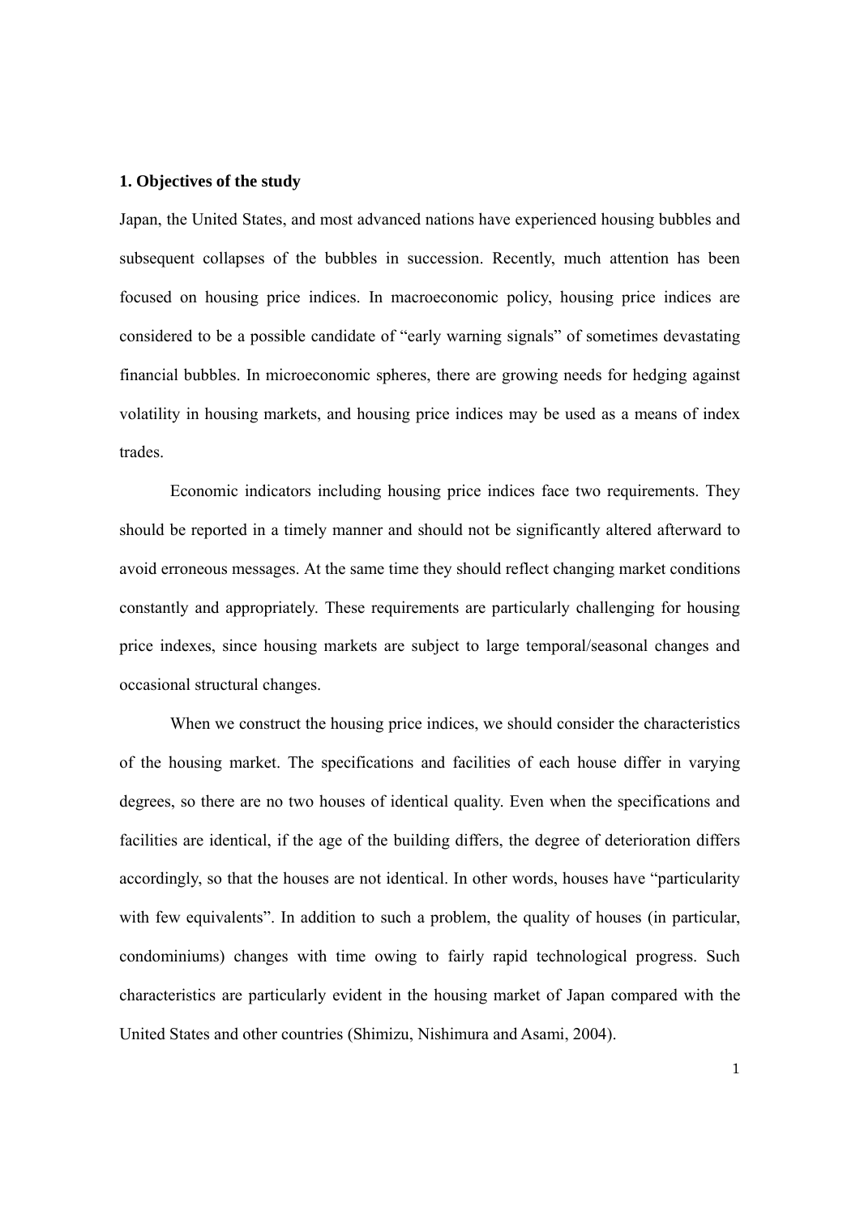## 1. Objectives of the study

Japan, the United States, and most advanced nations have experienced housing bubbles and subsequent collapses of the bubbles in succession. Recently, much attention has been focused on housing price indices. In macroeconomic policy, housing price indices are considered to be a possible candidate of "early warning signals" of sometimes devastating financial bubbles. In microeconomic spheres, there are growing needs for hedging against volatility in housing markets, and housing price indices may be used as a means of index trades.

Economic indicators including housing price indices face two requirements. They should be reported in a timely manner and should not be significantly altered afterward to avoid erroneous messages. At the same time they should reflect changing market conditions constantly and appropriately. These requirements are particularly challenging for housing price indexes, since housing markets are subject to large temporal/seasonal changes and occasional structural changes.

When we construct the housing price indices, we should consider the characteristics of the housing market. The specifications and facilities of each house differ in varying degrees, so there are no two houses of identical quality. Even when the specifications and facilities are identical, if the age of the building differs, the degree of deterioration differs accordingly, so that the houses are not identical. In other words, houses have "particularity with few equivalents". In addition to such a problem, the quality of houses (in particular, condominiums) changes with time owing to fairly rapid technological progress. Such characteristics are particularly evident in the housing market of Japan compared with the United States and other countries (Shimizu, Nishimura and Asami, 2004).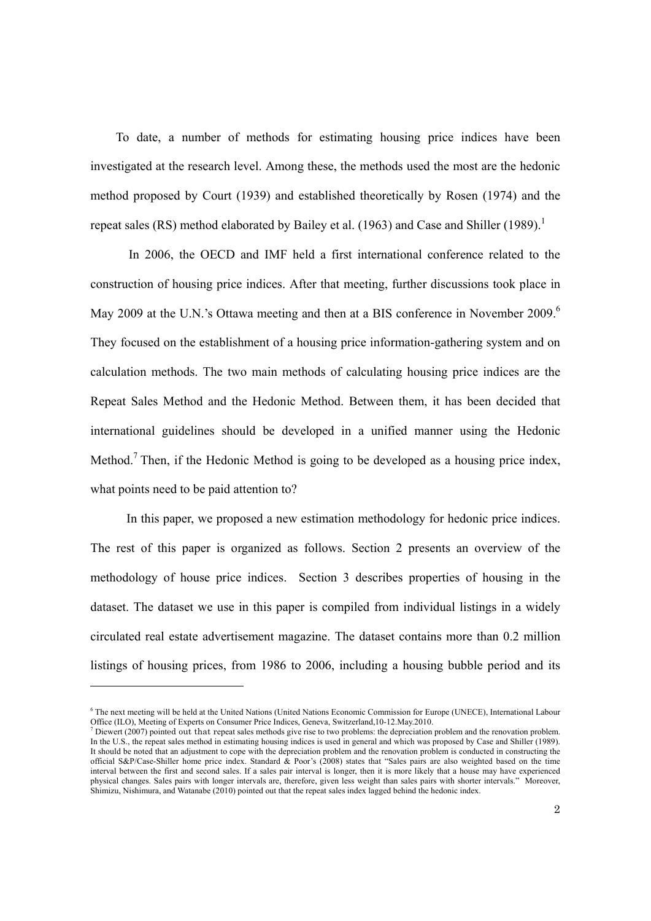To date, a number of methods for estimating housing price indices have been investigated at the research level. Among these, the methods used the most are the hedonic method proposed by Court (1939) and established theoretically by Rosen (1974) and the repeat sales (RS) method elaborated by Bailey et al. (1963) and Case and Shiller (1989).[1]

In 2006, the OECD and IMF held a first international conference related to the construction of housing price indices. After that meeting, further discussions took place in May 2009 at the U.N.'s Ottawa meeting and then at a BIS conference in November 2009.[6] They focused on the establishment of a housing price information-gathering system and on calculation methods. The two main methods of calculating housing price indices are the Repeat Sales Method and the Hedonic Method. Between them, it has been decided that international guidelines should be developed in a unified manner using the Hedonic Method.[7] Then, if the Hedonic Method is going to be developed as a housing price index, what points need to be paid attention to?

In this paper, we proposed a new estimation methodology for hedonic price indices. The rest of this paper is organized as follows. Section 2 presents an overview of the methodology of house price indices. Section 3 describes properties of housing in the dataset. The dataset we use in this paper is compiled from individual listings in a widely circulated real estate advertisement magazine. The dataset contains more than 0.2 million listings of housing prices, from 1986 to 2006, including a housing bubble period and its

---

[6] The next meeting will be held at the United Nations (United Nations Economic Commission for Europe (UNECE), International Labour Office (ILO), Meeting of Experts on Consumer Price Indices, Geneva, Switzerland,10-12.May.2010.

[7] Diewert (2007) pointed out that repeat sales methods give rise to two problems: the depreciation problem and the renovation problem. In the U.S., the repeat sales method in estimating housing indices is used in general and which was proposed by Case and Shiller (1989). It should be noted that an adjustment to cope with the depreciation problem and the renovation problem is conducted in constructing the official S&P/Case-Shiller home price index. Standard & Poor's (2008) states that "Sales pairs are also weighted based on the time interval between the first and second sales. If a sales pair interval is longer, then it is more likely that a house may have experienced physical changes. Sales pairs with longer intervals are, therefore, given less weight than sales pairs with shorter intervals." Moreover, Shimizu, Nishimura, and Watanabe (2010) pointed out that the repeat sales index lagged behind the hedonic index.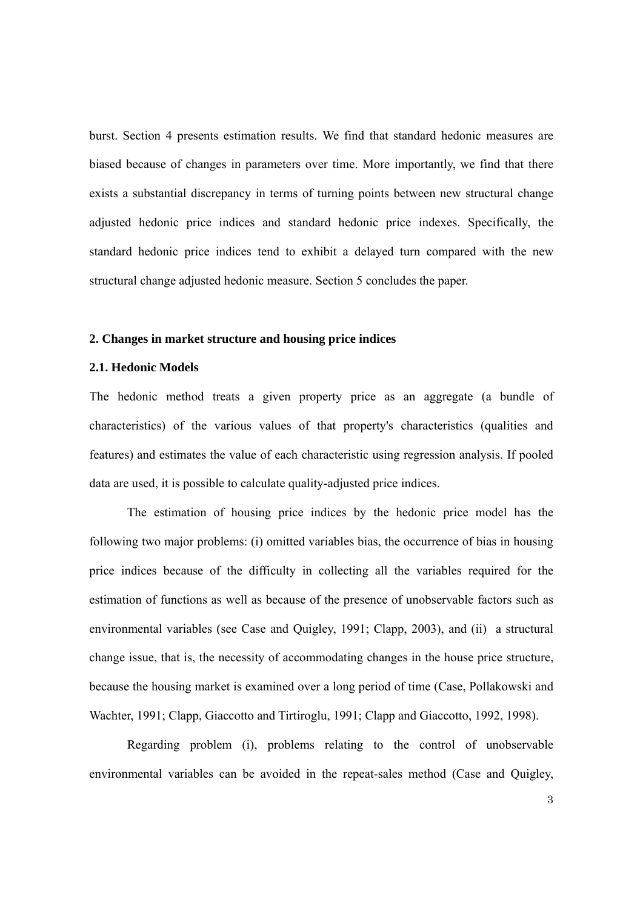burst. Section 4 presents estimation results. We find that standard hedonic measures are biased because of changes in parameters over time. More importantly, we find that there exists a substantial discrepancy in terms of turning points between new structural change adjusted hedonic price indices and standard hedonic price indexes. Specifically, the standard hedonic price indices tend to exhibit a delayed turn compared with the new structural change adjusted hedonic measure. Section 5 concludes the paper.

## 2. Changes in market structure and housing price indices

### 2.1. Hedonic Models

The hedonic method treats a given property price as an aggregate (a bundle of characteristics) of the various values of that property's characteristics (qualities and features) and estimates the value of each characteristic using regression analysis. If pooled data are used, it is possible to calculate quality-adjusted price indices.

The estimation of housing price indices by the hedonic price model has the following two major problems: (i) omitted variables bias, the occurrence of bias in housing price indices because of the difficulty in collecting all the variables required for the estimation of functions as well as because of the presence of unobservable factors such as environmental variables (see Case and Quigley, 1991; Clapp, 2003), and (ii) a structural change issue, that is, the necessity of accommodating changes in the house price structure, because the housing market is examined over a long period of time (Case, Pollakowski and Wachter, 1991; Clapp, Giaccotto and Tirtiroglu, 1991; Clapp and Giaccotto, 1992, 1998).

Regarding problem (i), problems relating to the control of unobservable environmental variables can be avoided in the repeat-sales method (Case and Quigley,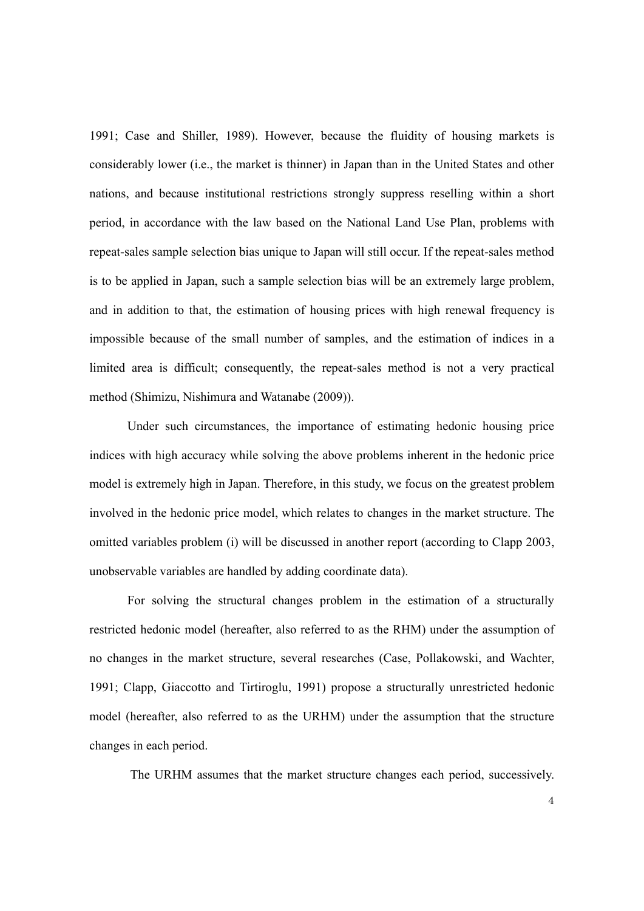1991; Case and Shiller, 1989). However, because the fluidity of housing markets is considerably lower (i.e., the market is thinner) in Japan than in the United States and other nations, and because institutional restrictions strongly suppress reselling within a short period, in accordance with the law based on the National Land Use Plan, problems with repeat-sales sample selection bias unique to Japan will still occur. If the repeat-sales method is to be applied in Japan, such a sample selection bias will be an extremely large problem, and in addition to that, the estimation of housing prices with high renewal frequency is impossible because of the small number of samples, and the estimation of indices in a limited area is difficult; consequently, the repeat-sales method is not a very practical method (Shimizu, Nishimura and Watanabe (2009)).

Under such circumstances, the importance of estimating hedonic housing price indices with high accuracy while solving the above problems inherent in the hedonic price model is extremely high in Japan. Therefore, in this study, we focus on the greatest problem involved in the hedonic price model, which relates to changes in the market structure. The omitted variables problem (i) will be discussed in another report (according to Clapp 2003, unobservable variables are handled by adding coordinate data).

For solving the structural changes problem in the estimation of a structurally restricted hedonic model (hereafter, also referred to as the RHM) under the assumption of no changes in the market structure, several researches (Case, Pollakowski, and Wachter, 1991; Clapp, Giaccotto and Tirtiroglu, 1991) propose a structurally unrestricted hedonic model (hereafter, also referred to as the URHM) under the assumption that the structure changes in each period.

The URHM assumes that the market structure changes each period, successively.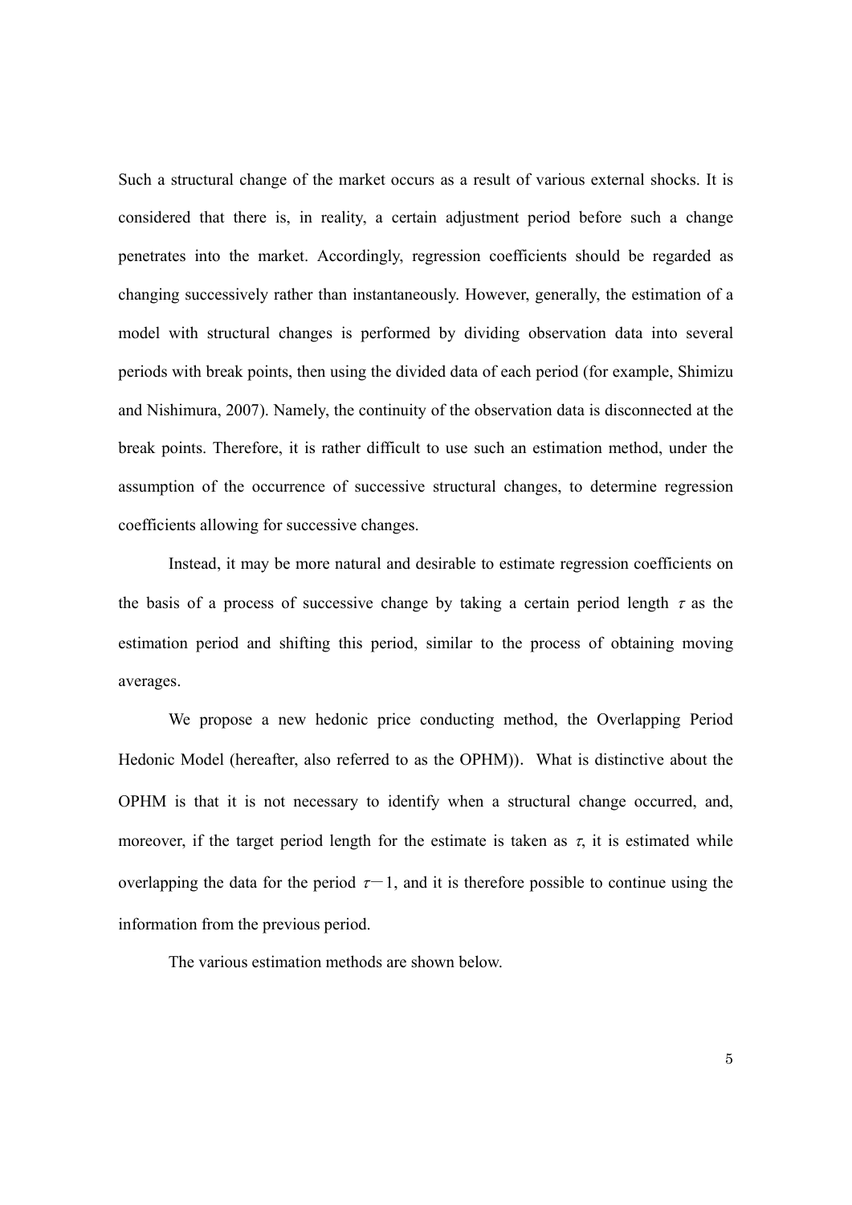Such a structural change of the market occurs as a result of various external shocks. It is considered that there is, in reality, a certain adjustment period before such a change penetrates into the market. Accordingly, regression coefficients should be regarded as changing successively rather than instantaneously. However, generally, the estimation of a model with structural changes is performed by dividing observation data into several periods with break points, then using the divided data of each period (for example, Shimizu and Nishimura, 2007). Namely, the continuity of the observation data is disconnected at the break points. Therefore, it is rather difficult to use such an estimation method, under the assumption of the occurrence of successive structural changes, to determine regression coefficients allowing for successive changes.

Instead, it may be more natural and desirable to estimate regression coefficients on the basis of a process of successive change by taking a certain period length $\tau$ as the estimation period and shifting this period, similar to the process of obtaining moving averages.

We propose a new hedonic price conducting method, the Overlapping Period Hedonic Model (hereafter, also referred to as the OPHM)). What is distinctive about the OPHM is that it is not necessary to identify when a structural change occurred, and, moreover, if the target period length for the estimate is taken as $\tau$, it is estimated while overlapping the data for the period $\tau - 1$, and it is therefore possible to continue using the information from the previous period.

The various estimation methods are shown below.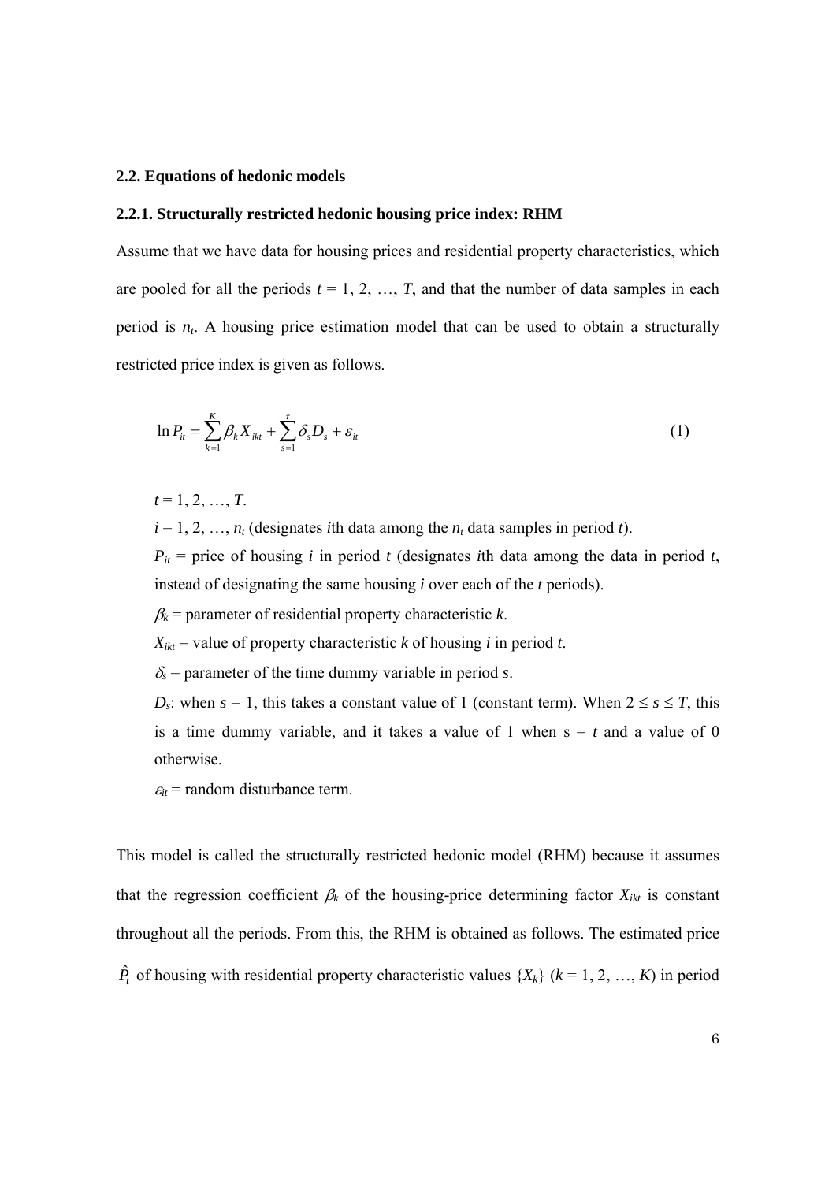### 2.2. Equations of hedonic models

### 2.2.1. Structurally restricted hedonic housing price index: RHM

Assume that we have data for housing prices and residential property characteristics, which are pooled for all the periods $t = 1, 2, \ldots, T$, and that the number of data samples in each period is $n_t$. A housing price estimation model that can be used to obtain a structurally restricted price index is given as follows.

$$\ln P_{it} = \sum_{k=1}^{K} \beta_k X_{ikt} + \sum_{s=1}^{\tau} \delta_s D_s + \varepsilon_{it} \tag{1}$$

$t = 1, 2, \ldots, T$.

$i = 1, 2, \ldots, n_t$ (designates $i$th data among the $n_t$ data samples in period $t$).

$P_{it}$ = price of housing $i$ in period $t$ (designates $i$th data among the data in period $t$, instead of designating the same housing $i$ over each of the $t$ periods).

$\beta_k$ = parameter of residential property characteristic $k$.

$X_{ikt}$ = value of property characteristic $k$ of housing $i$ in period $t$.

$\delta_s$ = parameter of the time dummy variable in period $s$.

$D_s$: when $s = 1$, this takes a constant value of 1 (constant term). When $2 \leq s \leq T$, this is a time dummy variable, and it takes a value of 1 when $s = t$ and a value of 0 otherwise.

$\varepsilon_{it}$ = random disturbance term.

This model is called the structurally restricted hedonic model (RHM) because it assumes that the regression coefficient $\beta_k$ of the housing-price determining factor $X_{ikt}$ is constant throughout all the periods. From this, the RHM is obtained as follows. The estimated price $\hat{P}_t$ of housing with residential property characteristic values $\{X_k\}$ ($k = 1, 2, \ldots, K$) in period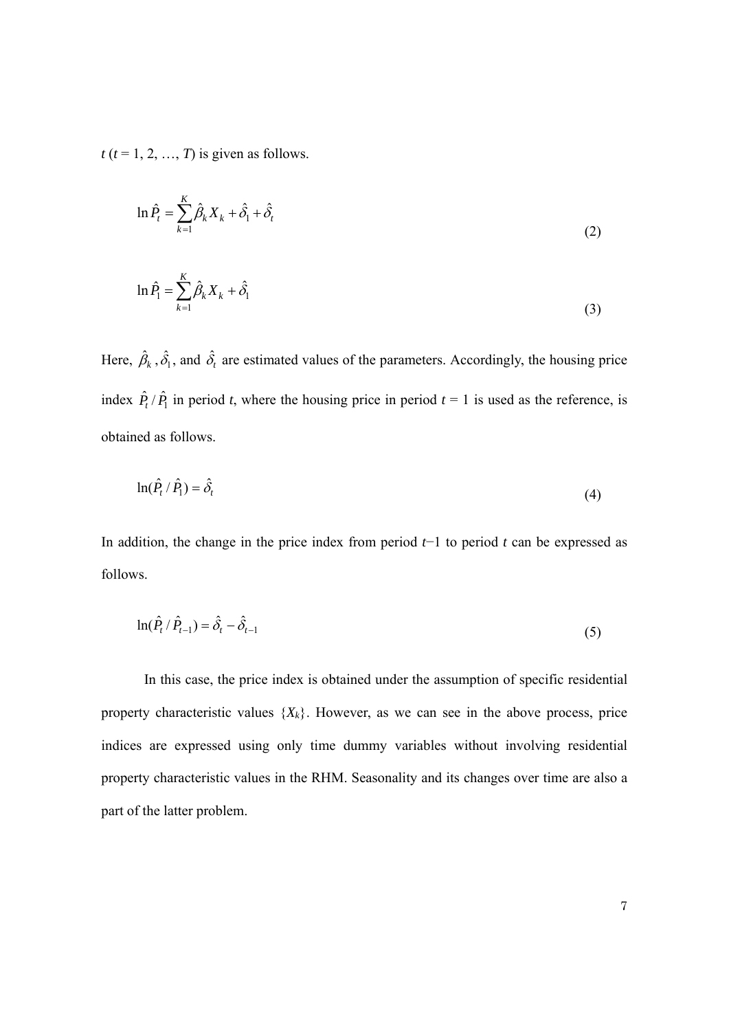$t$ ($t$ = 1, 2, …, $T$) is given as follows.

$$\ln \hat{P}_t = \sum_{k=1}^{K} \hat{\beta}_k X_k + \hat{\delta}_1 + \hat{\delta}_t \tag{2}$$

$$\ln \hat{P}_1 = \sum_{k=1}^{K} \hat{\beta}_k X_k + \hat{\delta}_1 \tag{3}$$

Here, $\hat{\beta}_k$, $\hat{\delta}_1$, and $\hat{\delta}_t$ are estimated values of the parameters. Accordingly, the housing price index $\hat{P}_t / \hat{P}_1$ in period $t$, where the housing price in period $t$ = 1 is used as the reference, is obtained as follows.

$$\ln(\hat{P}_t / \hat{P}_1) = \hat{\delta}_t \tag{4}$$

In addition, the change in the price index from period $t$−1 to period $t$ can be expressed as follows.

$$\ln(\hat{P}_t / \hat{P}_{t-1}) = \hat{\delta}_t - \hat{\delta}_{t-1} \tag{5}$$

In this case, the price index is obtained under the assumption of specific residential property characteristic values $\{X_k\}$. However, as we can see in the above process, price indices are expressed using only time dummy variables without involving residential property characteristic values in the RHM. Seasonality and its changes over time are also a part of the latter problem.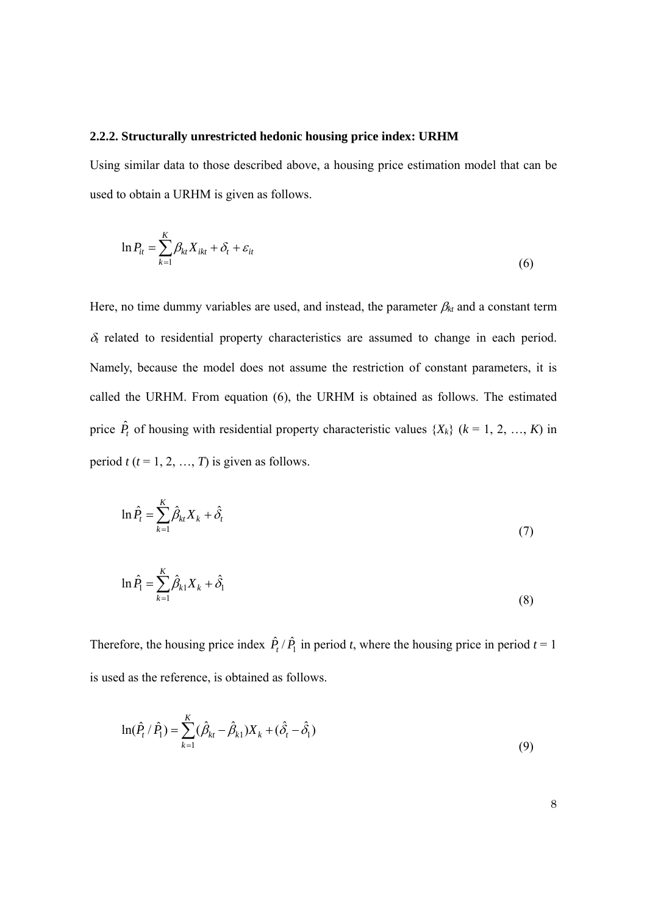### 2.2.2. Structurally unrestricted hedonic housing price index: URHM

Using similar data to those described above, a housing price estimation model that can be used to obtain a URHM is given as follows.

$$\ln P_{it} = \sum_{k=1}^{K} \beta_{kt} X_{ikt} + \delta_t + \varepsilon_{it} \tag{6}$$

Here, no time dummy variables are used, and instead, the parameter $\beta_{kt}$ and a constant term $\delta_t$ related to residential property characteristics are assumed to change in each period. Namely, because the model does not assume the restriction of constant parameters, it is called the URHM. From equation (6), the URHM is obtained as follows. The estimated price $\hat{P}_t$ of housing with residential property characteristic values $\{X_k\}$ ($k$ = 1, 2, …, $K$) in period $t$ ($t$ = 1, 2, …, $T$) is given as follows.

$$\ln \hat{P}_t = \sum_{k=1}^{K} \hat{\beta}_{kt} X_k + \hat{\delta}_t \tag{7}$$

$$\ln \hat{P}_1 = \sum_{k=1}^{K} \hat{\beta}_{k1} X_k + \hat{\delta}_1 \tag{8}$$

Therefore, the housing price index $\hat{P}_t / \hat{P}_1$ in period $t$, where the housing price in period $t$ = 1 is used as the reference, is obtained as follows.

$$\ln(\hat{P}_t / \hat{P}_1) = \sum_{k=1}^{K} (\hat{\beta}_{kt} - \hat{\beta}_{k1}) X_k + (\hat{\delta}_t - \hat{\delta}_1) \tag{9}$$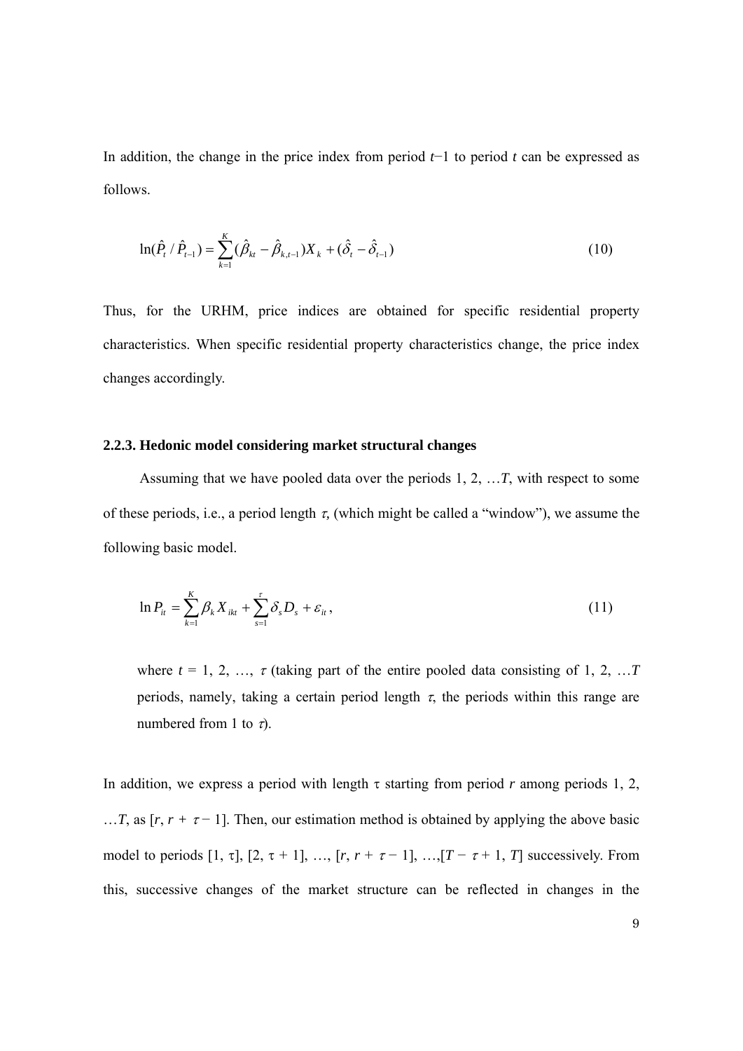In addition, the change in the price index from period $t-1$ to period $t$ can be expressed as follows.

$$\ln(\hat{P}_t / \hat{P}_{t-1}) = \sum_{k=1}^{K} (\hat{\beta}_{kt} - \hat{\beta}_{k,t-1}) X_k + (\hat{\delta}_t - \hat{\delta}_{t-1}) \tag{10}$$

Thus, for the URHM, price indices are obtained for specific residential property characteristics. When specific residential property characteristics change, the price index changes accordingly.

### 2.2.3. Hedonic model considering market structural changes

Assuming that we have pooled data over the periods 1, 2, …$T$, with respect to some of these periods, i.e., a period length $\tau$, (which might be called a "window"), we assume the following basic model.

$$\ln P_{it} = \sum_{k=1}^{K} \beta_k X_{ikt} + \sum_{s=1}^{\tau} \delta_s D_s + \varepsilon_{it}, \tag{11}$$

where $t$ = 1, 2, …, $\tau$ (taking part of the entire pooled data consisting of 1, 2, …$T$ periods, namely, taking a certain period length $\tau$, the periods within this range are numbered from 1 to $\tau$).

In addition, we express a period with length $\tau$ starting from period $r$ among periods 1, 2, …$T$, as $[r, r+\tau-1]$. Then, our estimation method is obtained by applying the above basic model to periods $[1, \tau]$, $[2, \tau+1]$, …, $[r, r+\tau-1]$, …,$[T-\tau+1, T]$ successively. From this, successive changes of the market structure can be reflected in changes in the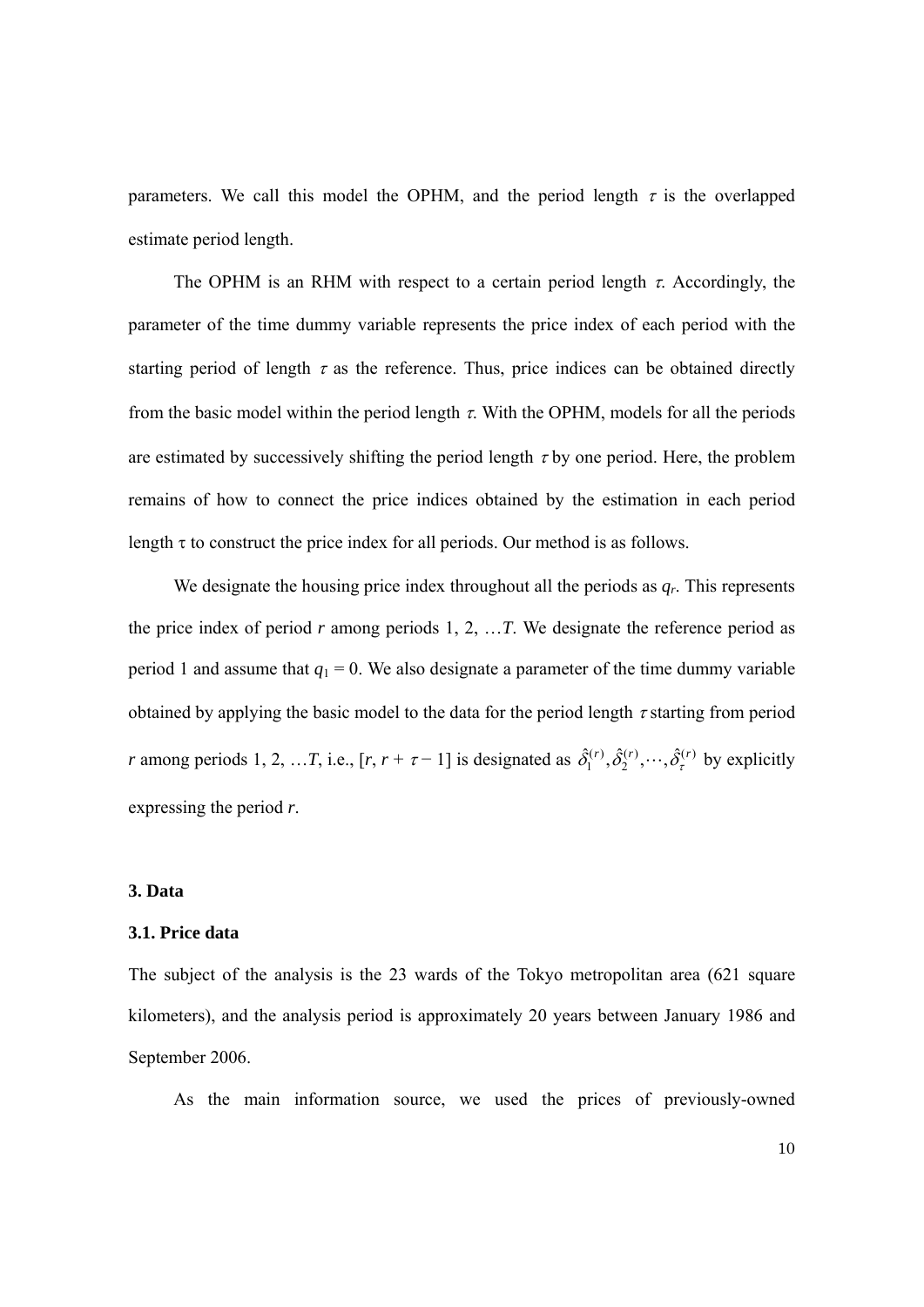parameters. We call this model the OPHM, and the period length $\tau$ is the overlapped estimate period length.

The OPHM is an RHM with respect to a certain period length $\tau$. Accordingly, the parameter of the time dummy variable represents the price index of each period with the starting period of length $\tau$ as the reference. Thus, price indices can be obtained directly from the basic model within the period length $\tau$. With the OPHM, models for all the periods are estimated by successively shifting the period length $\tau$ by one period. Here, the problem remains of how to connect the price indices obtained by the estimation in each period length $\tau$ to construct the price index for all periods. Our method is as follows.

We designate the housing price index throughout all the periods as $q_r$. This represents the price index of period $r$ among periods 1, 2, …$T$. We designate the reference period as period 1 and assume that $q_1 = 0$. We also designate a parameter of the time dummy variable obtained by applying the basic model to the data for the period length $\tau$ starting from period $r$ among periods 1, 2, …$T$, i.e., $[r, r + \tau - 1]$ is designated as $\hat{\delta}_1^{(r)}, \hat{\delta}_2^{(r)}, \cdots, \hat{\delta}_\tau^{(r)}$ by explicitly expressing the period $r$.

### 3. Data

### 3.1. Price data

The subject of the analysis is the 23 wards of the Tokyo metropolitan area (621 square kilometers), and the analysis period is approximately 20 years between January 1986 and September 2006.

As the main information source, we used the prices of previously-owned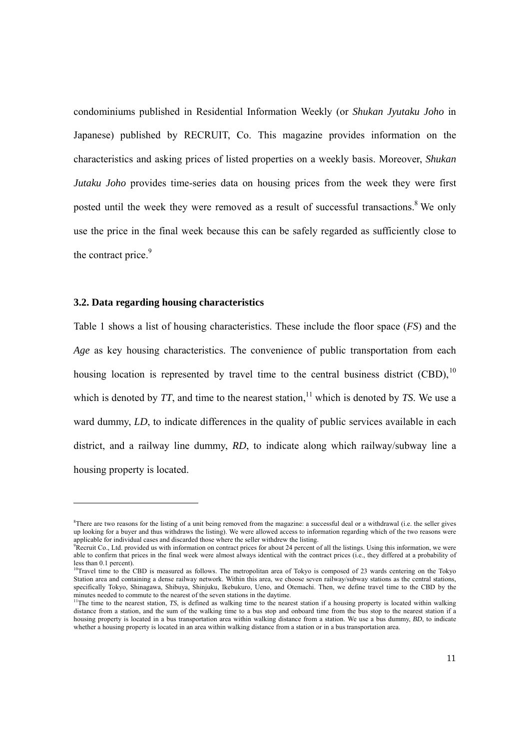condominiums published in Residential Information Weekly (or *Shukan Jyutaku Joho* in Japanese) published by RECRUIT, Co. This magazine provides information on the characteristics and asking prices of listed properties on a weekly basis. Moreover, *Shukan Jutaku Joho* provides time-series data on housing prices from the week they were first posted until the week they were removed as a result of successful transactions.[8] We only use the price in the final week because this can be safely regarded as sufficiently close to the contract price.[9]

### 3.2. Data regarding housing characteristics

Table 1 shows a list of housing characteristics. These include the floor space (*FS*) and the *Age* as key housing characteristics. The convenience of public transportation from each housing location is represented by travel time to the central business district (CBD),[10] which is denoted by *TT*, and time to the nearest station,[11] which is denoted by *TS*. We use a ward dummy, *LD*, to indicate differences in the quality of public services available in each district, and a railway line dummy, *RD*, to indicate along which railway/subway line a housing property is located.

---

[8] There are two reasons for the listing of a unit being removed from the magazine: a successful deal or a withdrawal (i.e. the seller gives up looking for a buyer and thus withdraws the listing). We were allowed access to information regarding which of the two reasons were applicable for individual cases and discarded those where the seller withdrew the listing.

[9] Recruit Co., Ltd. provided us with information on contract prices for about 24 percent of all the listings. Using this information, we were able to confirm that prices in the final week were almost always identical with the contract prices (i.e., they differed at a probability of less than 0.1 percent).

[10] Travel time to the CBD is measured as follows. The metropolitan area of Tokyo is composed of 23 wards centering on the Tokyo Station area and containing a dense railway network. Within this area, we choose seven railway/subway stations as the central stations, specifically Tokyo, Shinagawa, Shibuya, Shinjuku, Ikebukuro, Ueno, and Otemachi. Then, we define travel time to the CBD by the minutes needed to commute to the nearest of the seven stations in the daytime.

[11] The time to the nearest station, *TS*, is defined as walking time to the nearest station if a housing property is located within walking distance from a station, and the sum of the walking time to a bus stop and onboard time from the bus stop to the nearest station if a housing property is located in a bus transportation area within walking distance from a station. We use a bus dummy, *BD*, to indicate whether a housing property is located in an area within walking distance from a station or in a bus transportation area.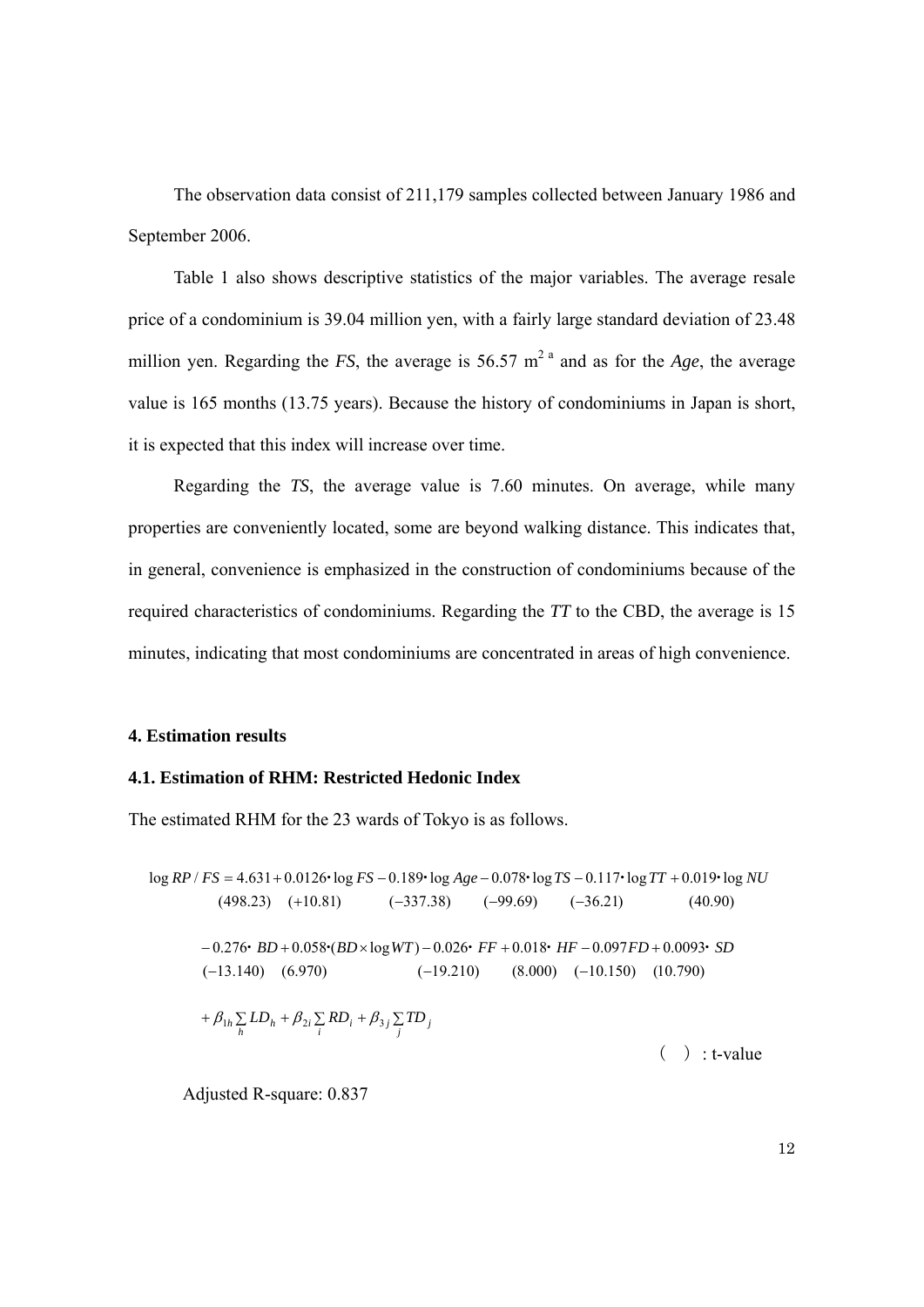The observation data consist of 211,179 samples collected between January 1986 and September 2006.

Table 1 also shows descriptive statistics of the major variables. The average resale price of a condominium is 39.04 million yen, with a fairly large standard deviation of 23.48 million yen. Regarding the *FS*, the average is 56.57 m[2 a] and as for the *Age*, the average value is 165 months (13.75 years). Because the history of condominiums in Japan is short, it is expected that this index will increase over time.

Regarding the *TS*, the average value is 7.60 minutes. On average, while many properties are conveniently located, some are beyond walking distance. This indicates that, in general, convenience is emphasized in the construction of condominiums because of the required characteristics of condominiums. Regarding the *TT* to the CBD, the average is 15 minutes, indicating that most condominiums are concentrated in areas of high convenience.

## 4. Estimation results

### 4.1. Estimation of RHM: Restricted Hedonic Index

The estimated RHM for the 23 wards of Tokyo is as follows.

$$
\begin{aligned}
\log RP/FS = {} & \underset{(498.23)}{4.631} + \underset{(+10.81)}{0.0126} \cdot \log FS - \underset{(-337.38)}{0.189} \cdot \log Age - \underset{(-99.69)}{0.078} \cdot \log TS - \underset{(-36.21)}{0.117} \cdot \log TT + \underset{(40.90)}{0.019} \cdot \log NU \\
& - \underset{(-13.140)}{0.276} \cdot BD + \underset{(6.970)}{0.058} \cdot (BD \times \log WT) - \underset{(-19.210)}{0.026} \cdot FF + \underset{(8.000)}{0.018} \cdot HF - \underset{(-10.150)}{0.097} FD + \underset{(10.790)}{0.0093} \cdot SD \\
& + \beta_{1h} \sum_h LD_h + \beta_{2i} \sum_i RD_i + \beta_{3j} \sum_j TD_j
\end{aligned}
$$

( ) : t-value

Adjusted R-square: 0.837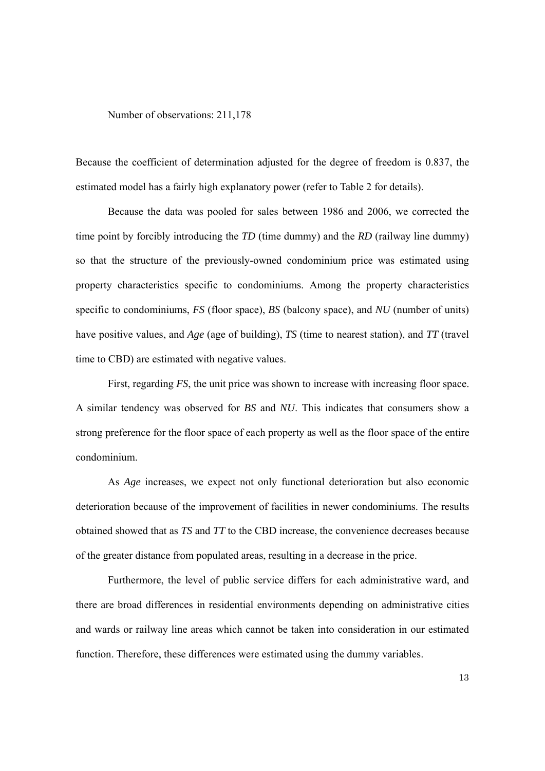Number of observations: 211,178

Because the coefficient of determination adjusted for the degree of freedom is 0.837, the estimated model has a fairly high explanatory power (refer to Table 2 for details).

Because the data was pooled for sales between 1986 and 2006, we corrected the time point by forcibly introducing the *TD* (time dummy) and the *RD* (railway line dummy) so that the structure of the previously-owned condominium price was estimated using property characteristics specific to condominiums. Among the property characteristics specific to condominiums, *FS* (floor space), *BS* (balcony space), and *NU* (number of units) have positive values, and *Age* (age of building), *TS* (time to nearest station), and *TT* (travel time to CBD) are estimated with negative values.

First, regarding *FS*, the unit price was shown to increase with increasing floor space. A similar tendency was observed for *BS* and *NU*. This indicates that consumers show a strong preference for the floor space of each property as well as the floor space of the entire condominium.

As *Age* increases, we expect not only functional deterioration but also economic deterioration because of the improvement of facilities in newer condominiums. The results obtained showed that as *TS* and *TT* to the CBD increase, the convenience decreases because of the greater distance from populated areas, resulting in a decrease in the price.

Furthermore, the level of public service differs for each administrative ward, and there are broad differences in residential environments depending on administrative cities and wards or railway line areas which cannot be taken into consideration in our estimated function. Therefore, these differences were estimated using the dummy variables.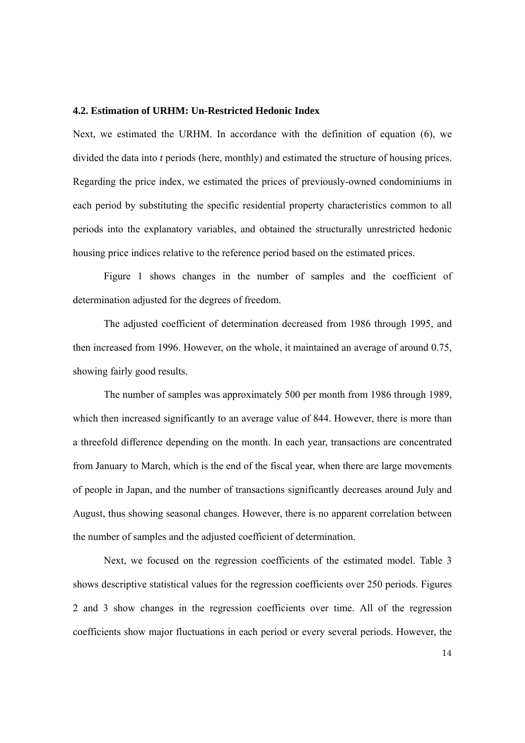### 4.2. Estimation of URHM: Un-Restricted Hedonic Index

Next, we estimated the URHM. In accordance with the definition of equation (6), we divided the data into *t* periods (here, monthly) and estimated the structure of housing prices. Regarding the price index, we estimated the prices of previously-owned condominiums in each period by substituting the specific residential property characteristics common to all periods into the explanatory variables, and obtained the structurally unrestricted hedonic housing price indices relative to the reference period based on the estimated prices.

Figure 1 shows changes in the number of samples and the coefficient of determination adjusted for the degrees of freedom.

The adjusted coefficient of determination decreased from 1986 through 1995, and then increased from 1996. However, on the whole, it maintained an average of around 0.75, showing fairly good results.

The number of samples was approximately 500 per month from 1986 through 1989, which then increased significantly to an average value of 844. However, there is more than a threefold difference depending on the month. In each year, transactions are concentrated from January to March, which is the end of the fiscal year, when there are large movements of people in Japan, and the number of transactions significantly decreases around July and August, thus showing seasonal changes. However, there is no apparent correlation between the number of samples and the adjusted coefficient of determination.

Next, we focused on the regression coefficients of the estimated model. Table 3 shows descriptive statistical values for the regression coefficients over 250 periods. Figures 2 and 3 show changes in the regression coefficients over time. All of the regression coefficients show major fluctuations in each period or every several periods. However, the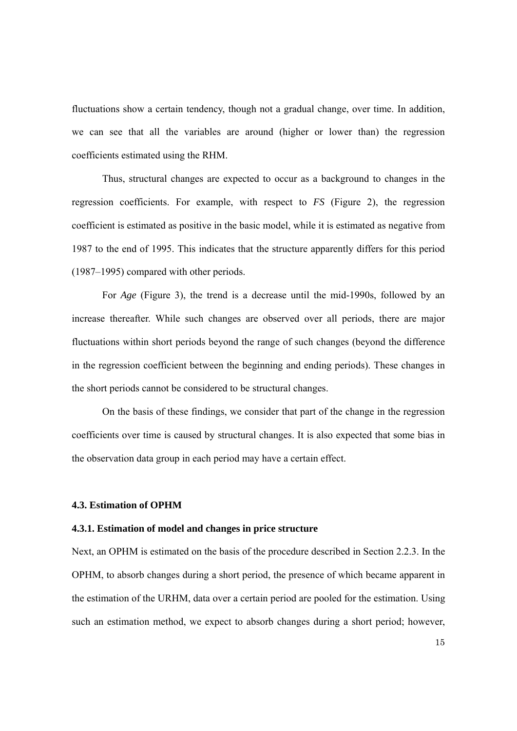fluctuations show a certain tendency, though not a gradual change, over time. In addition, we can see that all the variables are around (higher or lower than) the regression coefficients estimated using the RHM.

Thus, structural changes are expected to occur as a background to changes in the regression coefficients. For example, with respect to *FS* (Figure 2), the regression coefficient is estimated as positive in the basic model, while it is estimated as negative from 1987 to the end of 1995. This indicates that the structure apparently differs for this period (1987–1995) compared with other periods.

For *Age* (Figure 3), the trend is a decrease until the mid-1990s, followed by an increase thereafter. While such changes are observed over all periods, there are major fluctuations within short periods beyond the range of such changes (beyond the difference in the regression coefficient between the beginning and ending periods). These changes in the short periods cannot be considered to be structural changes.

On the basis of these findings, we consider that part of the change in the regression coefficients over time is caused by structural changes. It is also expected that some bias in the observation data group in each period may have a certain effect.

### 4.3. Estimation of OPHM

#### 4.3.1. Estimation of model and changes in price structure

Next, an OPHM is estimated on the basis of the procedure described in Section 2.2.3. In the OPHM, to absorb changes during a short period, the presence of which became apparent in the estimation of the URHM, data over a certain period are pooled for the estimation. Using such an estimation method, we expect to absorb changes during a short period; however,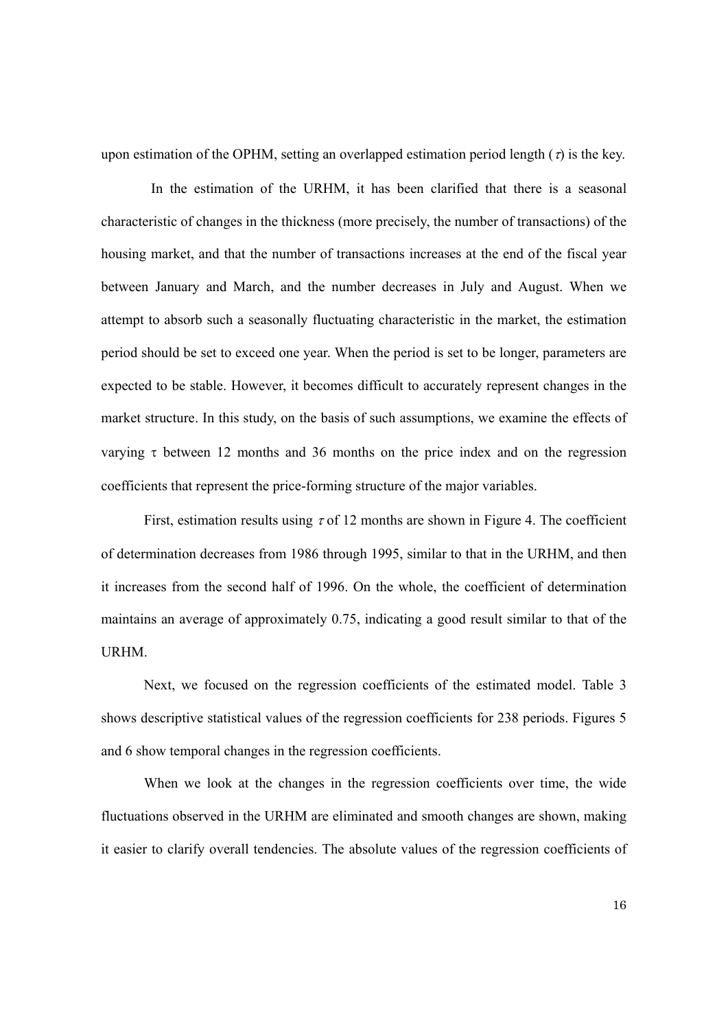upon estimation of the OPHM, setting an overlapped estimation period length ($\tau$) is the key.

In the estimation of the URHM, it has been clarified that there is a seasonal characteristic of changes in the thickness (more precisely, the number of transactions) of the housing market, and that the number of transactions increases at the end of the fiscal year between January and March, and the number decreases in July and August. When we attempt to absorb such a seasonally fluctuating characteristic in the market, the estimation period should be set to exceed one year. When the period is set to be longer, parameters are expected to be stable. However, it becomes difficult to accurately represent changes in the market structure. In this study, on the basis of such assumptions, we examine the effects of varying $\tau$ between 12 months and 36 months on the price index and on the regression coefficients that represent the price-forming structure of the major variables.

First, estimation results using $\tau$ of 12 months are shown in Figure 4. The coefficient of determination decreases from 1986 through 1995, similar to that in the URHM, and then it increases from the second half of 1996. On the whole, the coefficient of determination maintains an average of approximately 0.75, indicating a good result similar to that of the URHM.

Next, we focused on the regression coefficients of the estimated model. Table 3 shows descriptive statistical values of the regression coefficients for 238 periods. Figures 5 and 6 show temporal changes in the regression coefficients.

When we look at the changes in the regression coefficients over time, the wide fluctuations observed in the URHM are eliminated and smooth changes are shown, making it easier to clarify overall tendencies. The absolute values of the regression coefficients of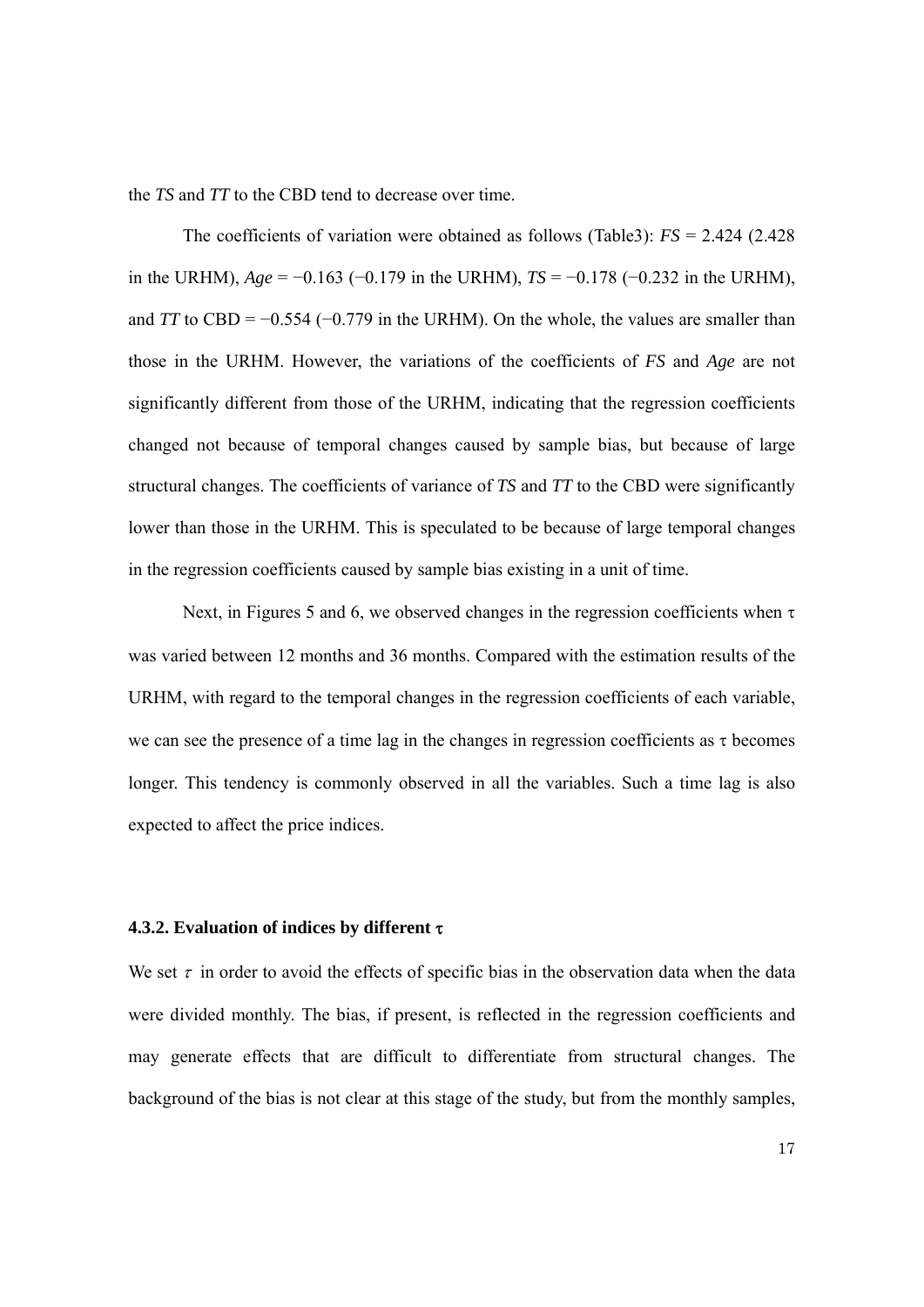the *TS* and *TT* to the CBD tend to decrease over time.

The coefficients of variation were obtained as follows (Table3): *FS* = 2.424 (2.428 in the URHM), *Age* = −0.163 (−0.179 in the URHM), *TS* = −0.178 (−0.232 in the URHM), and *TT* to CBD = −0.554 (−0.779 in the URHM). On the whole, the values are smaller than those in the URHM. However, the variations of the coefficients of *FS* and *Age* are not significantly different from those of the URHM, indicating that the regression coefficients changed not because of temporal changes caused by sample bias, but because of large structural changes. The coefficients of variance of *TS* and *TT* to the CBD were significantly lower than those in the URHM. This is speculated to be because of large temporal changes in the regression coefficients caused by sample bias existing in a unit of time.

Next, in Figures 5 and 6, we observed changes in the regression coefficients when $\tau$ was varied between 12 months and 36 months. Compared with the estimation results of the URHM, with regard to the temporal changes in the regression coefficients of each variable, we can see the presence of a time lag in the changes in regression coefficients as $\tau$ becomes longer. This tendency is commonly observed in all the variables. Such a time lag is also expected to affect the price indices.

#### 4.3.2. Evaluation of indices by different $\tau$

We set $\tau$ in order to avoid the effects of specific bias in the observation data when the data were divided monthly. The bias, if present, is reflected in the regression coefficients and may generate effects that are difficult to differentiate from structural changes. The background of the bias is not clear at this stage of the study, but from the monthly samples,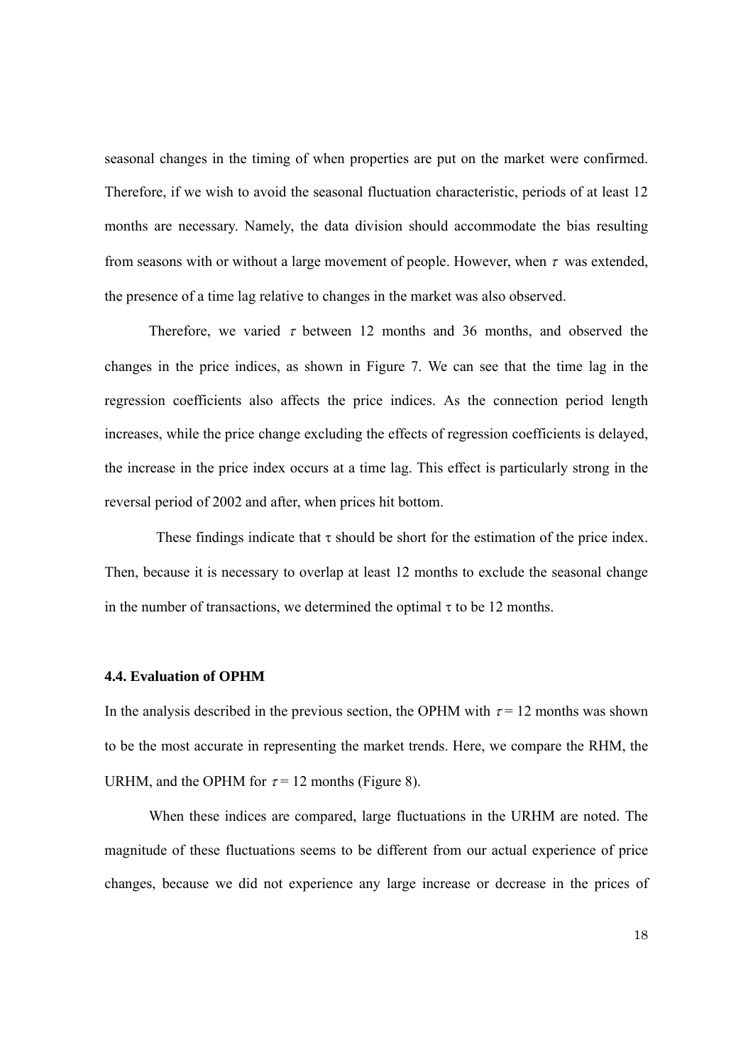seasonal changes in the timing of when properties are put on the market were confirmed. Therefore, if we wish to avoid the seasonal fluctuation characteristic, periods of at least 12 months are necessary. Namely, the data division should accommodate the bias resulting from seasons with or without a large movement of people. However, when $\tau$ was extended, the presence of a time lag relative to changes in the market was also observed.

Therefore, we varied $\tau$ between 12 months and 36 months, and observed the changes in the price indices, as shown in Figure 7. We can see that the time lag in the regression coefficients also affects the price indices. As the connection period length increases, while the price change excluding the effects of regression coefficients is delayed, the increase in the price index occurs at a time lag. This effect is particularly strong in the reversal period of 2002 and after, when prices hit bottom.

These findings indicate that $\tau$ should be short for the estimation of the price index. Then, because it is necessary to overlap at least 12 months to exclude the seasonal change in the number of transactions, we determined the optimal $\tau$ to be 12 months.

### 4.4. Evaluation of OPHM

In the analysis described in the previous section, the OPHM with $\tau = 12$ months was shown to be the most accurate in representing the market trends. Here, we compare the RHM, the URHM, and the OPHM for $\tau = 12$ months (Figure 8).

When these indices are compared, large fluctuations in the URHM are noted. The magnitude of these fluctuations seems to be different from our actual experience of price changes, because we did not experience any large increase or decrease in the prices of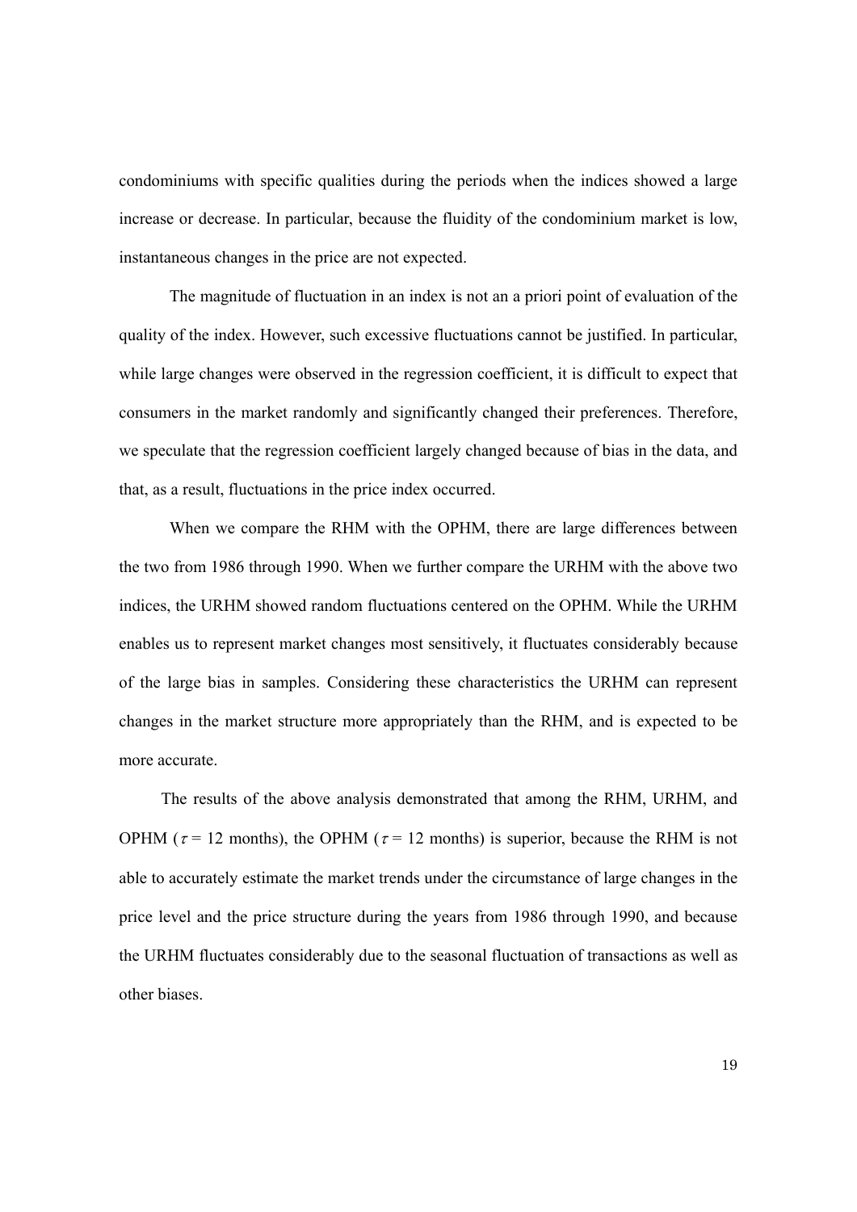condominiums with specific qualities during the periods when the indices showed a large increase or decrease. In particular, because the fluidity of the condominium market is low, instantaneous changes in the price are not expected.

The magnitude of fluctuation in an index is not an a priori point of evaluation of the quality of the index. However, such excessive fluctuations cannot be justified. In particular, while large changes were observed in the regression coefficient, it is difficult to expect that consumers in the market randomly and significantly changed their preferences. Therefore, we speculate that the regression coefficient largely changed because of bias in the data, and that, as a result, fluctuations in the price index occurred.

When we compare the RHM with the OPHM, there are large differences between the two from 1986 through 1990. When we further compare the URHM with the above two indices, the URHM showed random fluctuations centered on the OPHM. While the URHM enables us to represent market changes most sensitively, it fluctuates considerably because of the large bias in samples. Considering these characteristics the URHM can represent changes in the market structure more appropriately than the RHM, and is expected to be more accurate.

The results of the above analysis demonstrated that among the RHM, URHM, and OPHM ($\tau$ = 12 months), the OPHM ($\tau$ = 12 months) is superior, because the RHM is not able to accurately estimate the market trends under the circumstance of large changes in the price level and the price structure during the years from 1986 through 1990, and because the URHM fluctuates considerably due to the seasonal fluctuation of transactions as well as other biases.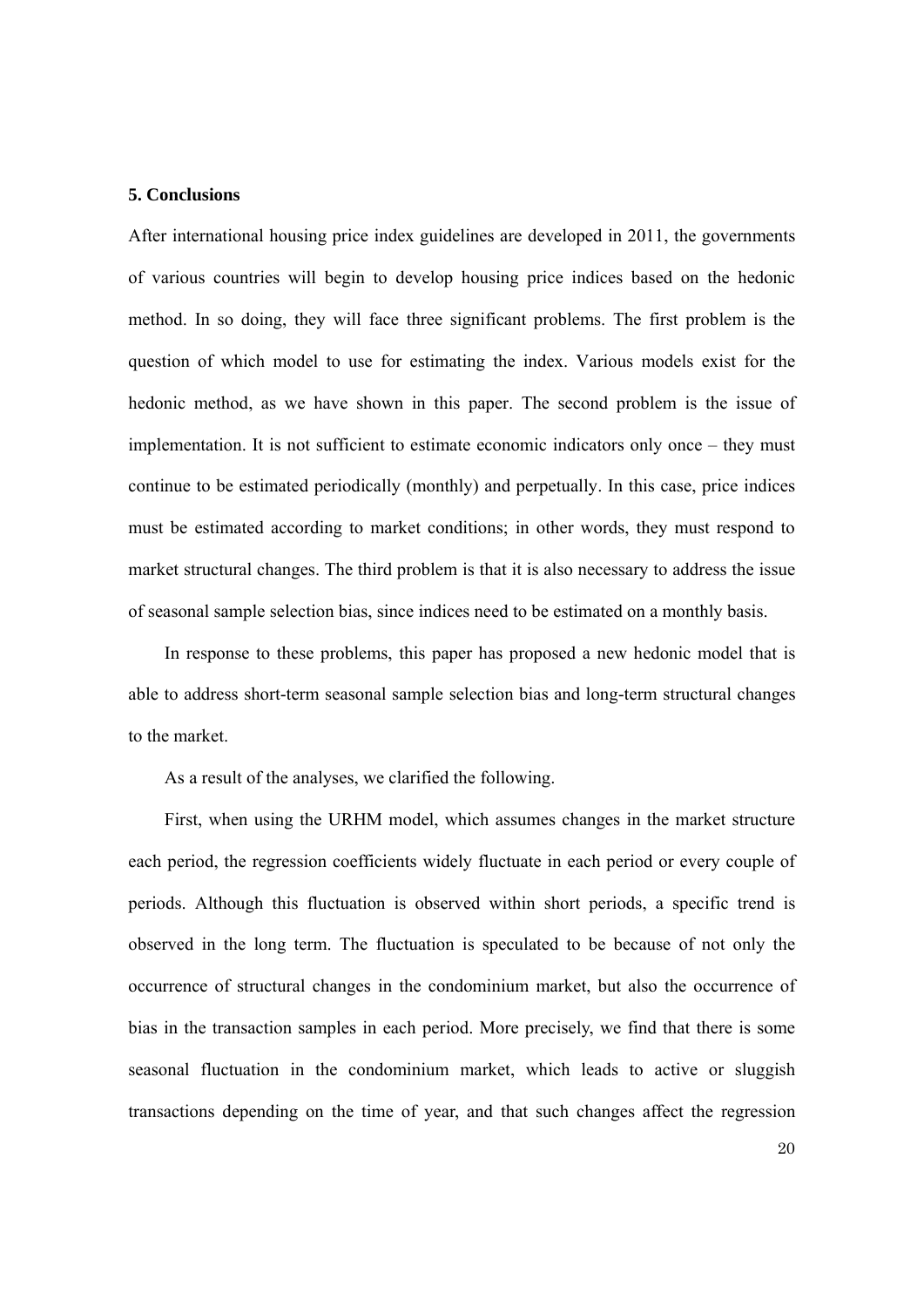## 5. Conclusions

After international housing price index guidelines are developed in 2011, the governments of various countries will begin to develop housing price indices based on the hedonic method. In so doing, they will face three significant problems. The first problem is the question of which model to use for estimating the index. Various models exist for the hedonic method, as we have shown in this paper. The second problem is the issue of implementation. It is not sufficient to estimate economic indicators only once – they must continue to be estimated periodically (monthly) and perpetually. In this case, price indices must be estimated according to market conditions; in other words, they must respond to market structural changes. The third problem is that it is also necessary to address the issue of seasonal sample selection bias, since indices need to be estimated on a monthly basis.

In response to these problems, this paper has proposed a new hedonic model that is able to address short-term seasonal sample selection bias and long-term structural changes to the market.

As a result of the analyses, we clarified the following.

First, when using the URHM model, which assumes changes in the market structure each period, the regression coefficients widely fluctuate in each period or every couple of periods. Although this fluctuation is observed within short periods, a specific trend is observed in the long term. The fluctuation is speculated to be because of not only the occurrence of structural changes in the condominium market, but also the occurrence of bias in the transaction samples in each period. More precisely, we find that there is some seasonal fluctuation in the condominium market, which leads to active or sluggish transactions depending on the time of year, and that such changes affect the regression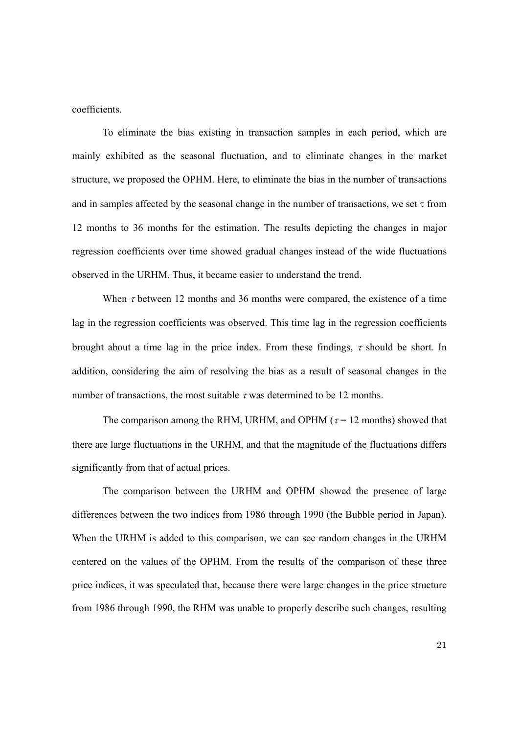coefficients.

To eliminate the bias existing in transaction samples in each period, which are mainly exhibited as the seasonal fluctuation, and to eliminate changes in the market structure, we proposed the OPHM. Here, to eliminate the bias in the number of transactions and in samples affected by the seasonal change in the number of transactions, we set $\tau$ from 12 months to 36 months for the estimation. The results depicting the changes in major regression coefficients over time showed gradual changes instead of the wide fluctuations observed in the URHM. Thus, it became easier to understand the trend.

When $\tau$ between 12 months and 36 months were compared, the existence of a time lag in the regression coefficients was observed. This time lag in the regression coefficients brought about a time lag in the price index. From these findings, $\tau$ should be short. In addition, considering the aim of resolving the bias as a result of seasonal changes in the number of transactions, the most suitable $\tau$ was determined to be 12 months.

The comparison among the RHM, URHM, and OPHM ($\tau = 12$ months) showed that there are large fluctuations in the URHM, and that the magnitude of the fluctuations differs significantly from that of actual prices.

The comparison between the URHM and OPHM showed the presence of large differences between the two indices from 1986 through 1990 (the Bubble period in Japan). When the URHM is added to this comparison, we can see random changes in the URHM centered on the values of the OPHM. From the results of the comparison of these three price indices, it was speculated that, because there were large changes in the price structure from 1986 through 1990, the RHM was unable to properly describe such changes, resulting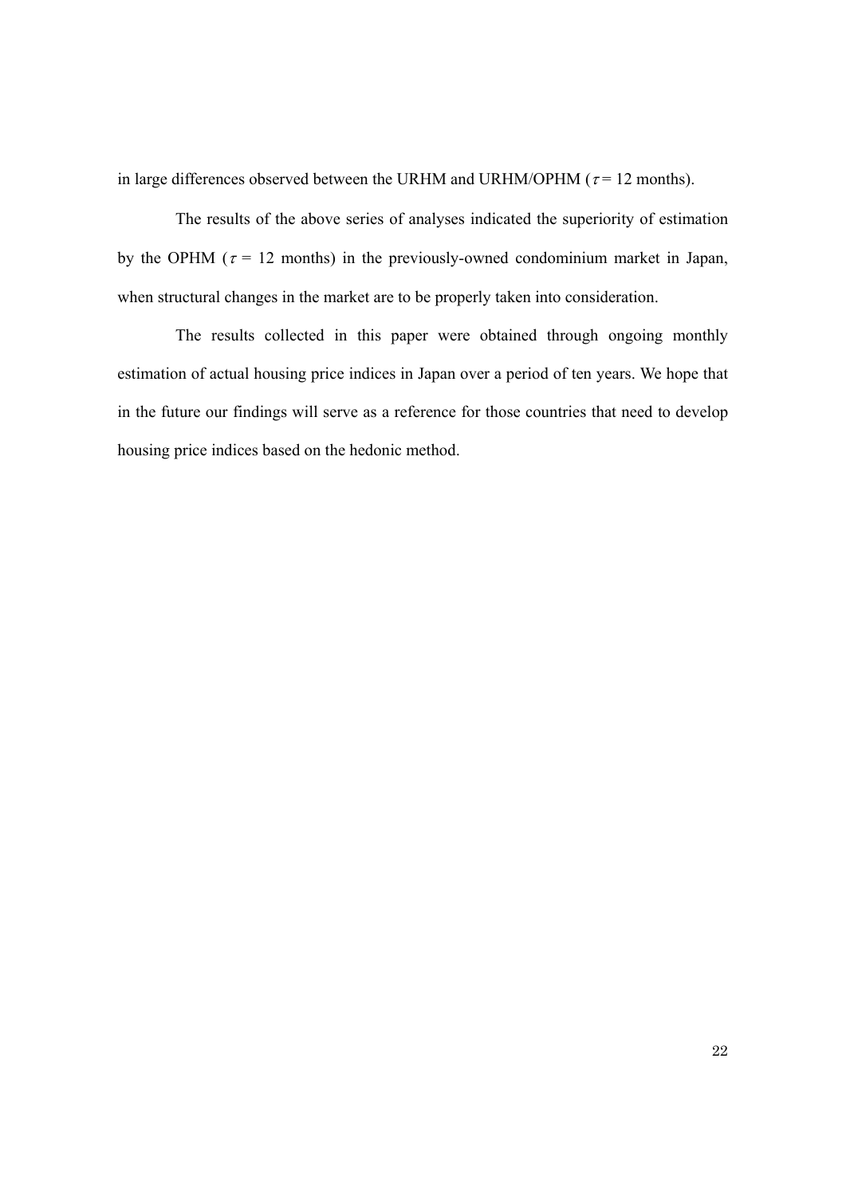in large differences observed between the URHM and URHM/OPHM ($\tau$ = 12 months).

The results of the above series of analyses indicated the superiority of estimation by the OPHM ($\tau$ = 12 months) in the previously-owned condominium market in Japan, when structural changes in the market are to be properly taken into consideration.

The results collected in this paper were obtained through ongoing monthly estimation of actual housing price indices in Japan over a period of ten years. We hope that in the future our findings will serve as a reference for those countries that need to develop housing price indices based on the hedonic method.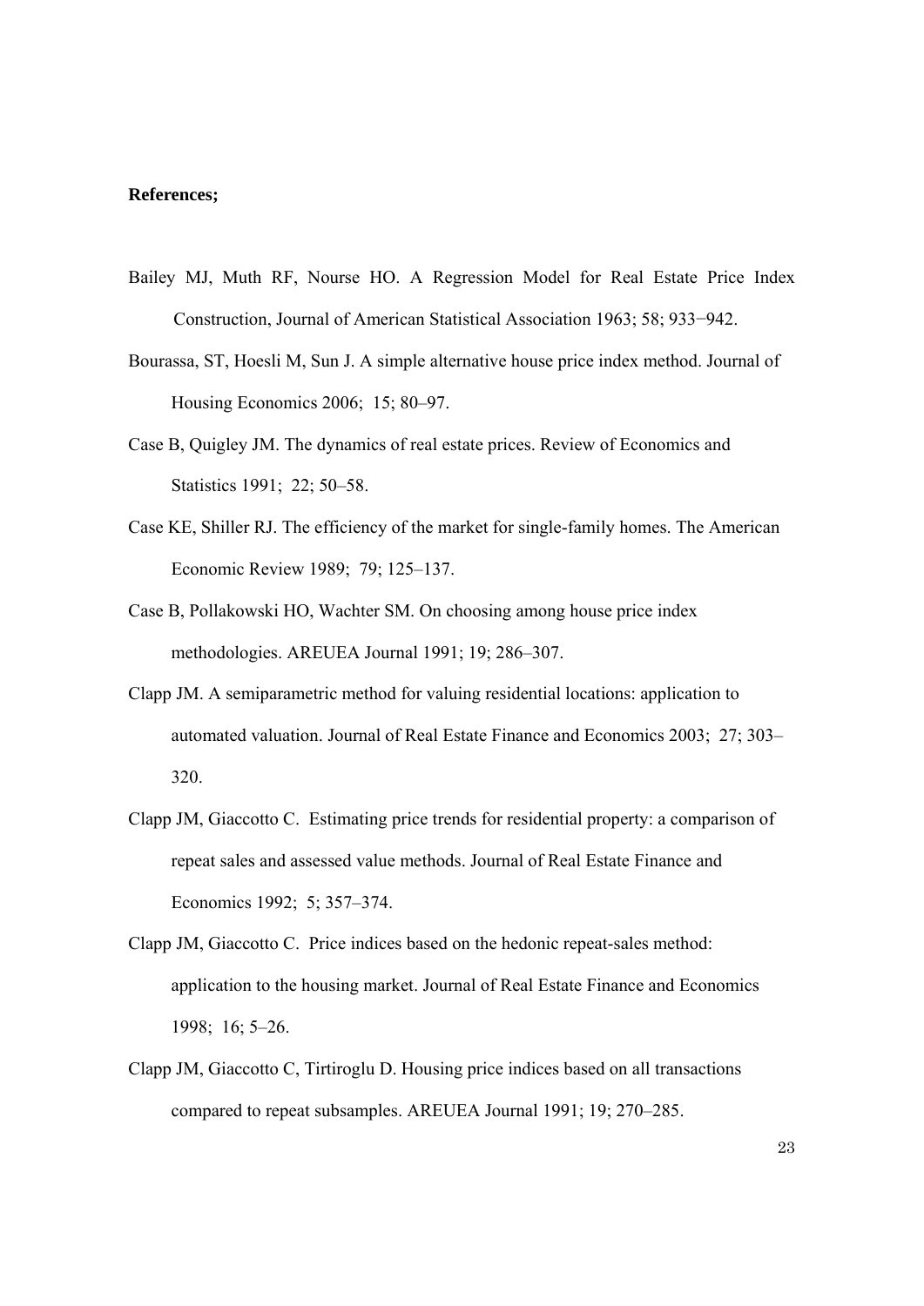**References;**

Bailey MJ, Muth RF, Nourse HO. A Regression Model for Real Estate Price Index Construction, Journal of American Statistical Association 1963; 58; 933−942.

Bourassa, ST, Hoesli M, Sun J. A simple alternative house price index method. Journal of Housing Economics 2006; 15; 80–97.

Case B, Quigley JM. The dynamics of real estate prices. Review of Economics and Statistics 1991; 22; 50–58.

Case KE, Shiller RJ. The efficiency of the market for single-family homes. The American Economic Review 1989; 79; 125–137.

Case B, Pollakowski HO, Wachter SM. On choosing among house price index methodologies. AREUEA Journal 1991; 19; 286–307.

Clapp JM. A semiparametric method for valuing residential locations: application to automated valuation. Journal of Real Estate Finance and Economics 2003; 27; 303–320.

Clapp JM, Giaccotto C. Estimating price trends for residential property: a comparison of repeat sales and assessed value methods. Journal of Real Estate Finance and Economics 1992; 5; 357–374.

Clapp JM, Giaccotto C. Price indices based on the hedonic repeat-sales method: application to the housing market. Journal of Real Estate Finance and Economics 1998; 16; 5–26.

Clapp JM, Giaccotto C, Tirtiroglu D. Housing price indices based on all transactions compared to repeat subsamples. AREUEA Journal 1991; 19; 270–285.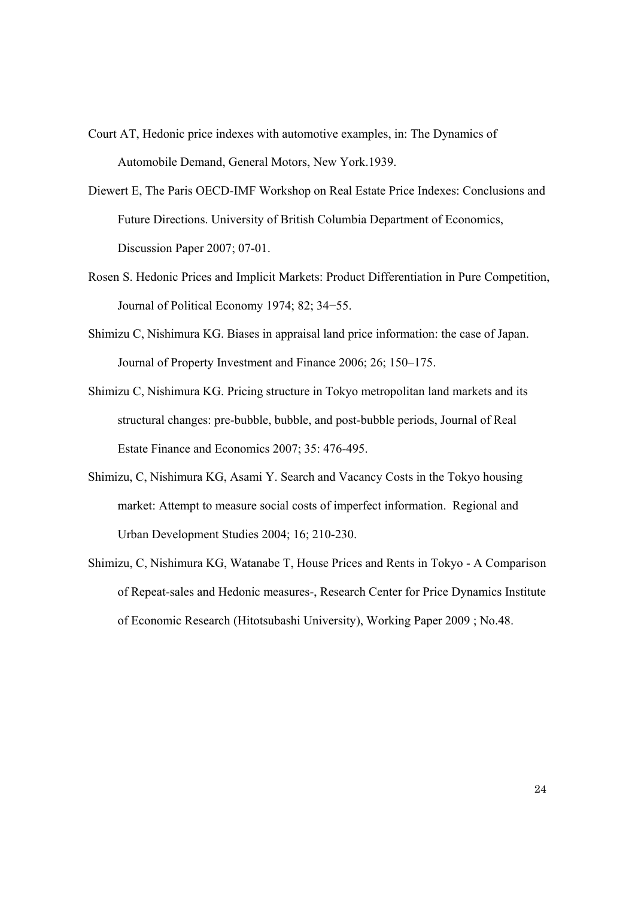Court AT, Hedonic price indexes with automotive examples, in: The Dynamics of Automobile Demand, General Motors, New York.1939.

Diewert E, The Paris OECD-IMF Workshop on Real Estate Price Indexes: Conclusions and Future Directions. University of British Columbia Department of Economics, Discussion Paper 2007; 07-01.

Rosen S. Hedonic Prices and Implicit Markets: Product Differentiation in Pure Competition, Journal of Political Economy 1974; 82; 34−55.

Shimizu C, Nishimura KG. Biases in appraisal land price information: the case of Japan. Journal of Property Investment and Finance 2006; 26; 150–175.

Shimizu C, Nishimura KG. Pricing structure in Tokyo metropolitan land markets and its structural changes: pre-bubble, bubble, and post-bubble periods, Journal of Real Estate Finance and Economics 2007; 35: 476-495.

Shimizu, C, Nishimura KG, Asami Y. Search and Vacancy Costs in the Tokyo housing market: Attempt to measure social costs of imperfect information. Regional and Urban Development Studies 2004; 16; 210-230.

Shimizu, C, Nishimura KG, Watanabe T, House Prices and Rents in Tokyo - A Comparison of Repeat-sales and Hedonic measures-, Research Center for Price Dynamics Institute of Economic Research (Hitotsubashi University), Working Paper 2009 ; No.48.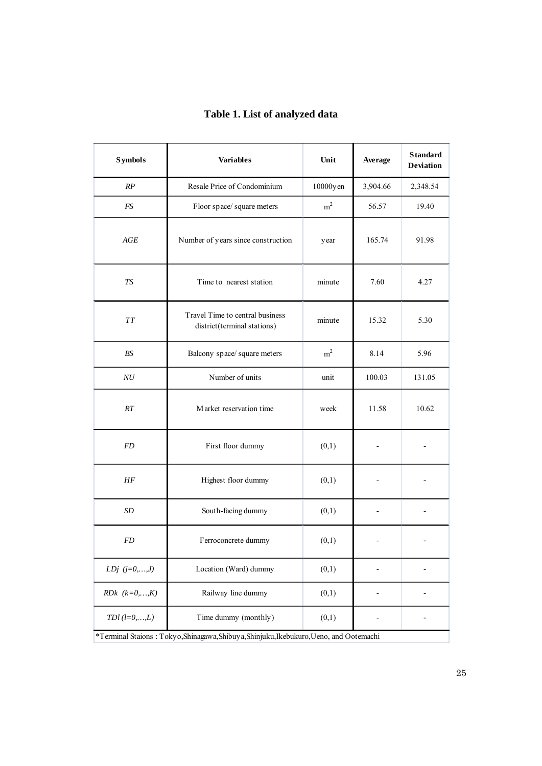# Table 1. List of analyzed data

| Symbols | Variables | Unit | Average | Standard Deviation |
|---|---|---|---|---|
| *RP* | Resale Price of Condominium | 10000yen | 3,904.66 | 2,348.54 |
| *FS* | Floor space/ square meters | $m^2$ | 56.57 | 19.40 |
| *AGE* | Number of years since construction | year | 165.74 | 91.98 |
| *TS* | Time to nearest station | minute | 7.60 | 4.27 |
| *TT* | Travel Time to central business district(terminal stations) | minute | 15.32 | 5.30 |
| *BS* | Balcony space/ square meters | $m^2$ | 8.14 | 5.96 |
| *NU* | Number of units | unit | 100.03 | 131.05 |
| *RT* | Market reservation time | week | 11.58 | 10.62 |
| *FD* | First floor dummy | (0,1) | - | - |
| *HF* | Highest floor dummy | (0,1) | - | - |
| *SD* | South-facing dummy | (0,1) | - | - |
| *FD* | Ferroconcrete dummy | (0,1) | - | - |
| $LDj$ $(j=0,\ldots,J)$ | Location (Ward) dummy | (0,1) | - | - |
| $RDk$ $(k=0,\ldots,K)$ | Railway line dummy | (0,1) | - | - |
| $TDl$ $(l=0,\ldots,L)$ | Time dummy (monthly) | (0,1) | - | - |

*Terminal Staions : Tokyo,Shinagawa,Shibuya,Shinjuku,Ikebukuro,Ueno, and Ootemachi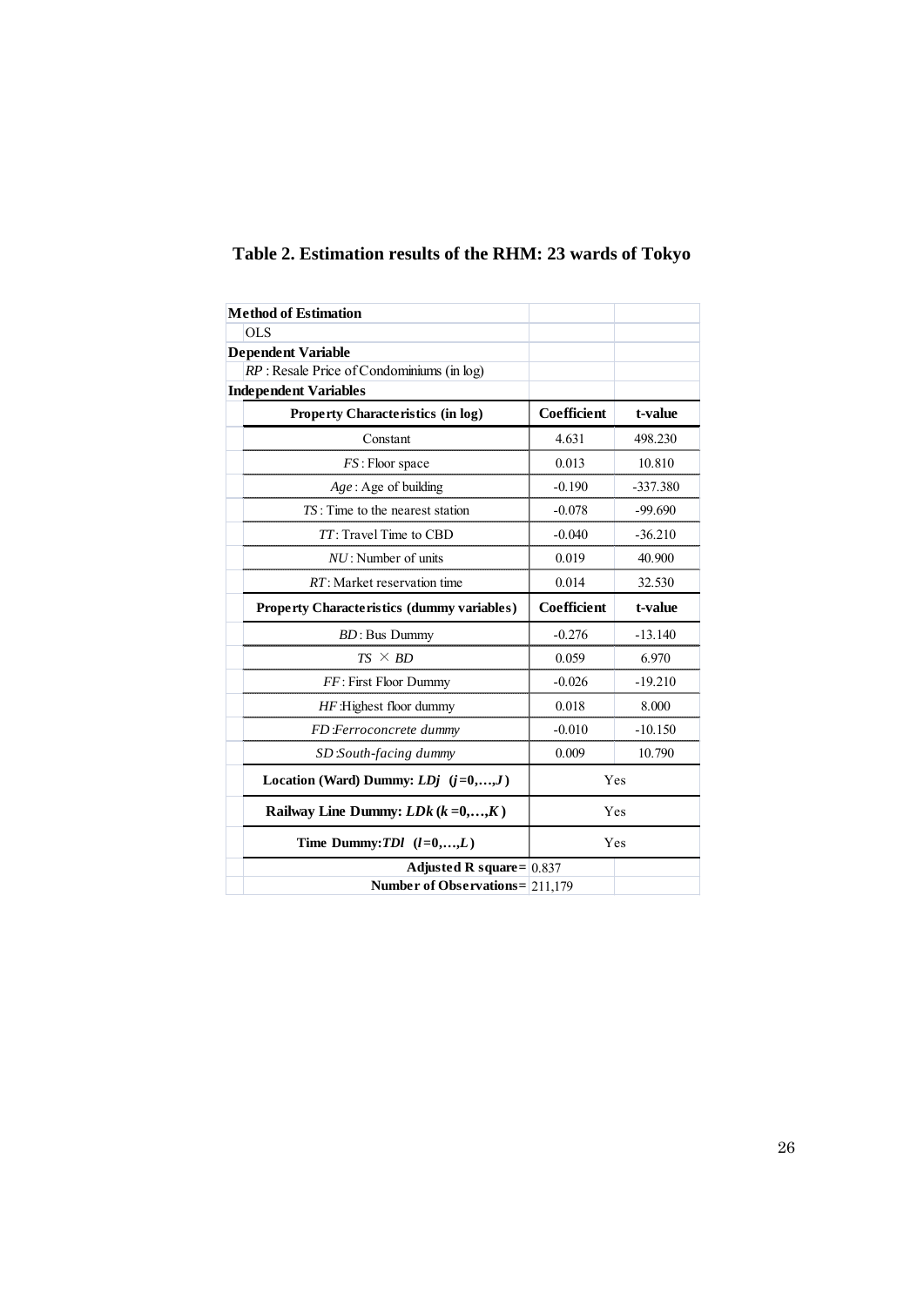## Table 2. Estimation results of the RHM: 23 wards of Tokyo

| **Method of Estimation** | | |
|---|---|---|
| OLS | | |
| **Dependent Variable** | | |
| *RP* : Resale Price of Condominiums (in log) | | |
| **Independent Variables** | | |
| **Property Characteristics (in log)** | **Coefficient** | **t-value** |
| Constant | 4.631 | 498.230 |
| *FS* : Floor space | 0.013 | 10.810 |
| *Age* : Age of building | -0.190 | -337.380 |
| *TS* : Time to the nearest station | -0.078 | -99.690 |
| *TT* : Travel Time to CBD | -0.040 | -36.210 |
| *NU* : Number of units | 0.019 | 40.900 |
| *RT* : Market reservation time | 0.014 | 32.530 |
| **Property Characteristics (dummy variables)** | **Coefficient** | **t-value** |
| *BD* : Bus Dummy | -0.276 | -13.140 |
| $TS \times BD$ | 0.059 | 6.970 |
| *FF* : First Floor Dummy | -0.026 | -19.210 |
| *HF* :Highest floor dummy | 0.018 | 8.000 |
| *FD* :*Ferroconcrete dummy* | -0.010 | -10.150 |
| *SD* :*South-facing dummy* | 0.009 | 10.790 |
| **Location (Ward) Dummy:** $LDj$ $(j=0,\ldots,J)$ | Yes | |
| **Railway Line Dummy:** $LDk$ $(k=0,\ldots,K)$ | Yes | |
| **Time Dummy:** $TDl$ $(l=0,\ldots,L)$ | Yes | |
| **Adjusted R square=** | 0.837 | |
| **Number of Observations=** | 211,179 | |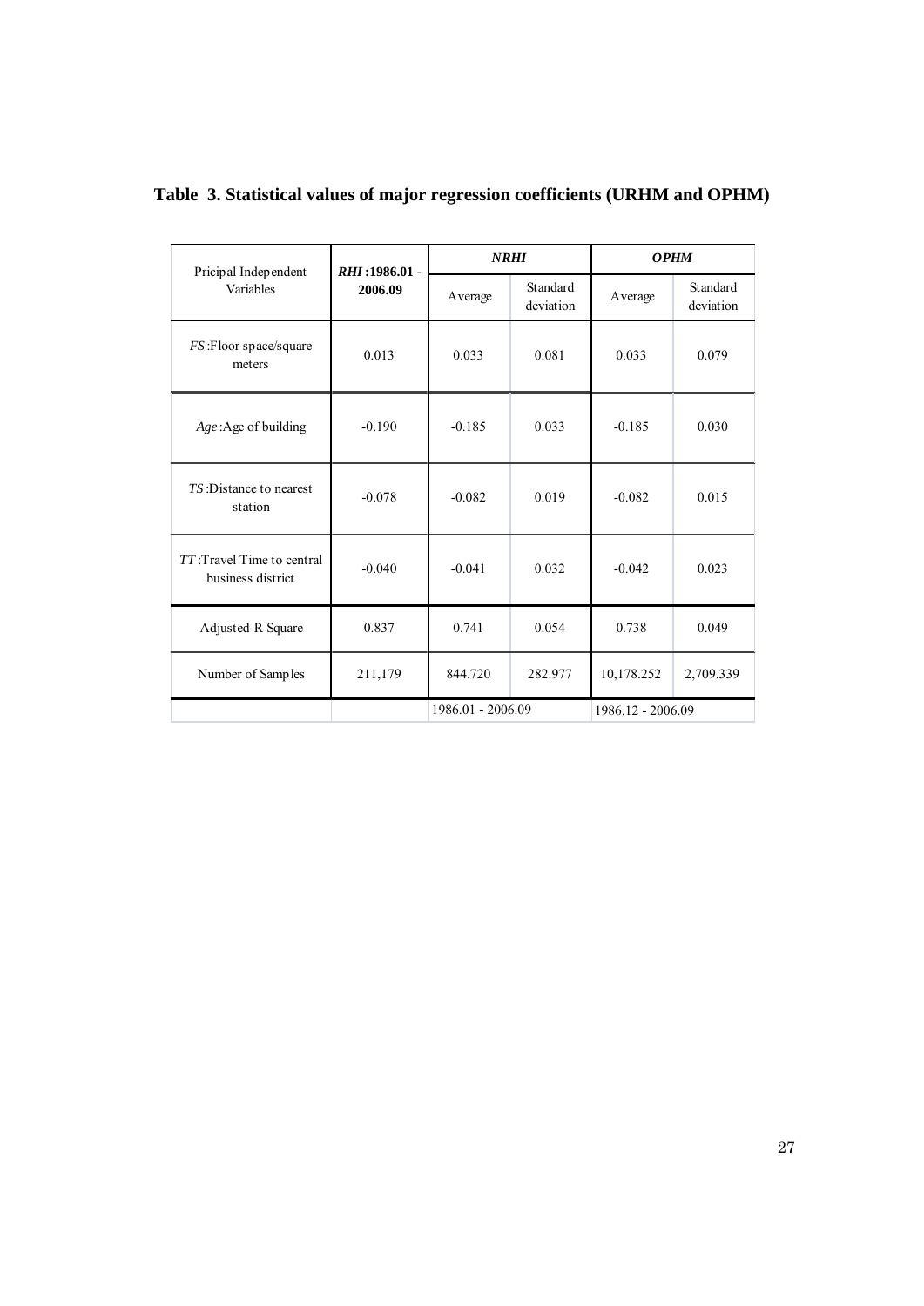**Table 3. Statistical values of major regression coefficients (URHM and OPHM)**

| Pricipal Independent Variables | ***RHI*** **:1986.01 - 2006.09** | ***NRHI*** | | ***OPHM*** | |
|---|---|---|---|---|---|
| | | Average | Standard deviation | Average | Standard deviation |
| *FS* :Floor space/square meters | 0.013 | 0.033 | 0.081 | 0.033 | 0.079 |
| *Age* :Age of building | -0.190 | -0.185 | 0.033 | -0.185 | 0.030 |
| *TS* :Distance to nearest station | -0.078 | -0.082 | 0.019 | -0.082 | 0.015 |
| *TT* :Travel Time to central business district | -0.040 | -0.041 | 0.032 | -0.042 | 0.023 |
| Adjusted-R Square | 0.837 | 0.741 | 0.054 | 0.738 | 0.049 |
| Number of Samples | 211,179 | 844.720 | 282.977 | 10,178.252 | 2,709.339 |
| | | 1986.01 - 2006.09 | | 1986.12 - 2006.09 | |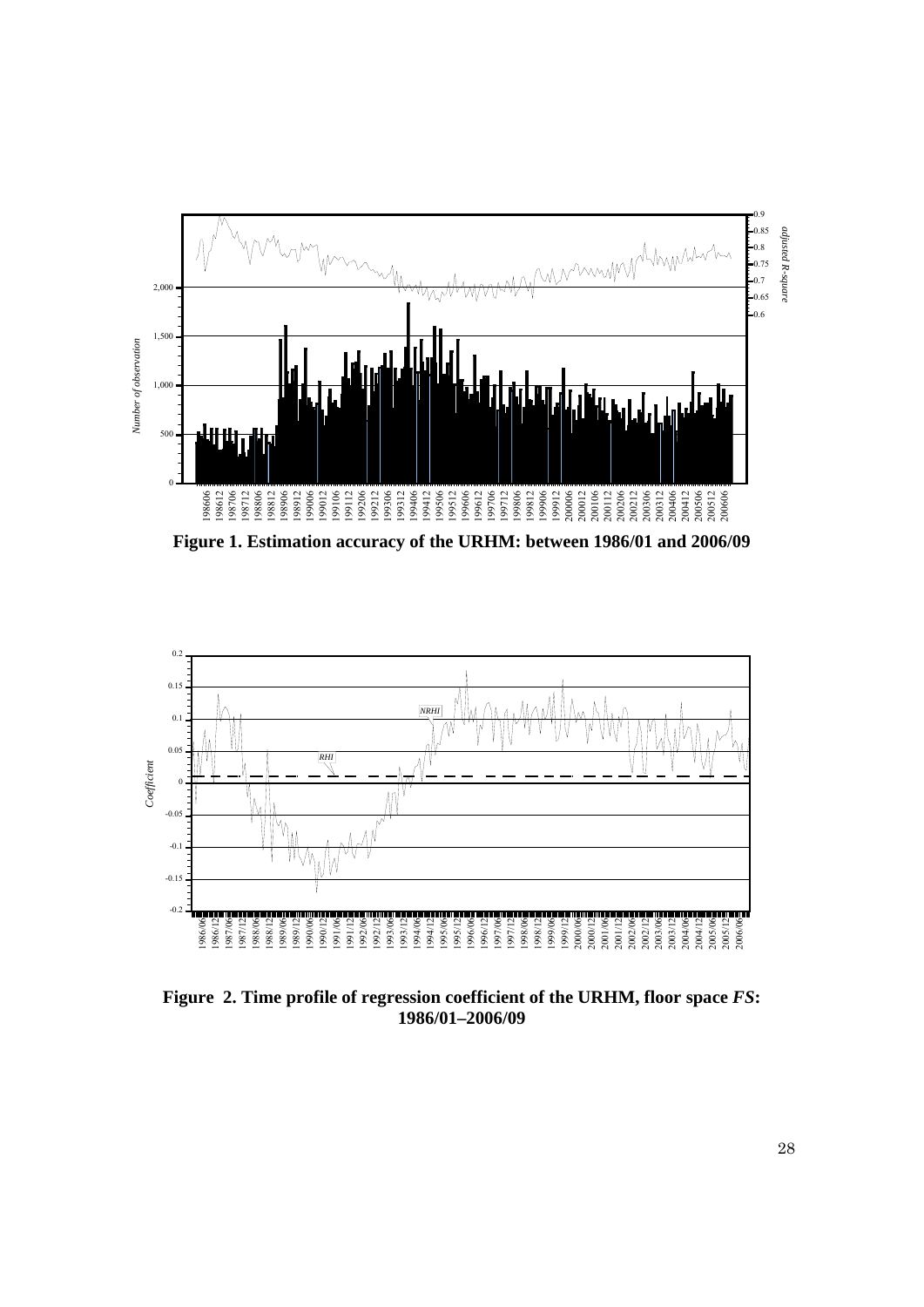**Figure 1. Estimation accuracy of the URHM: between 1986/01 and 2006/09**

**Figure 2. Time profile of regression coefficient of the URHM, floor space *FS*: 1986/01–2006/09**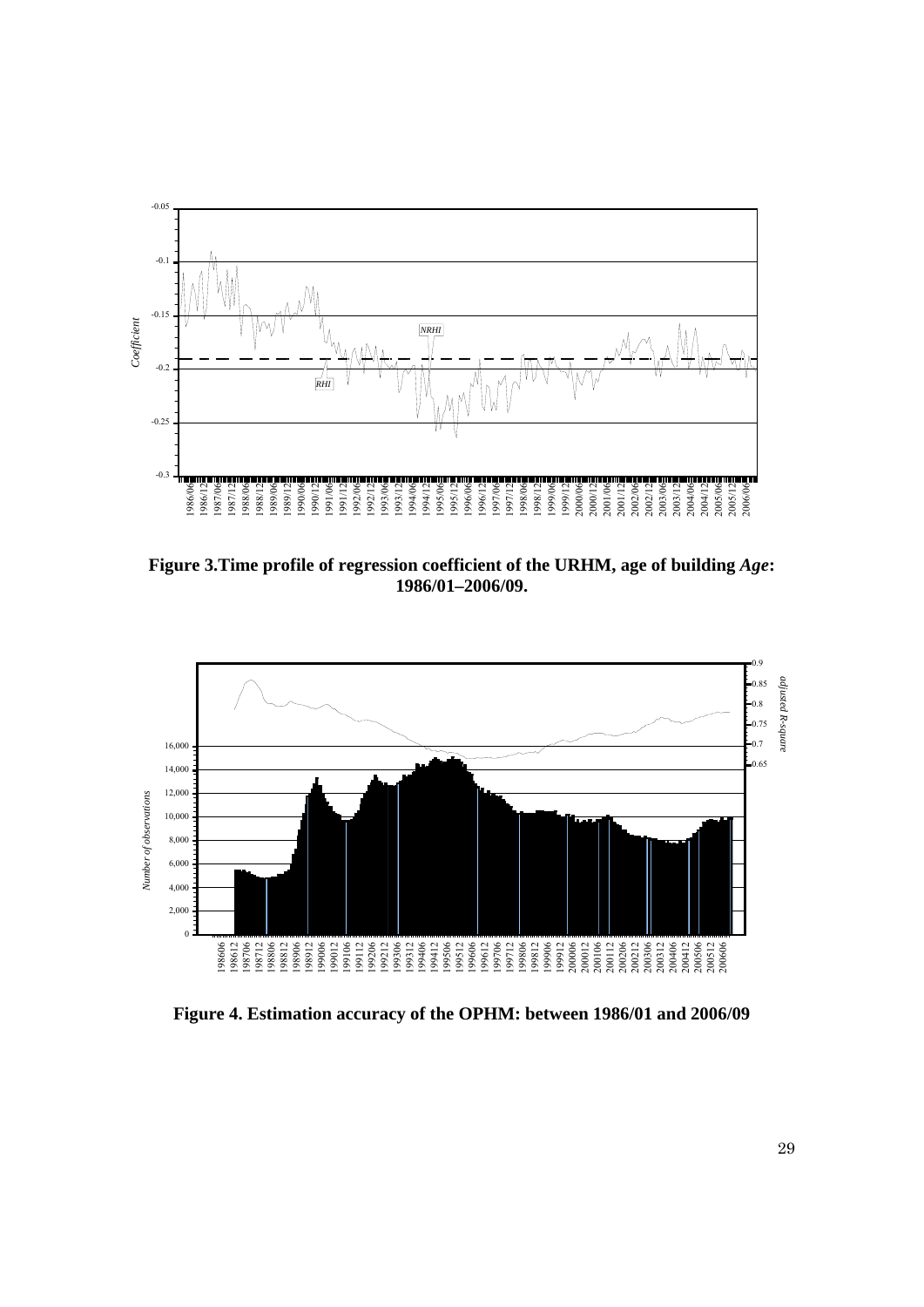**Figure 3.Time profile of regression coefficient of the URHM, age of building *Age*: 1986/01–2006/09.**

**Figure 4. Estimation accuracy of the OPHM: between 1986/01 and 2006/09**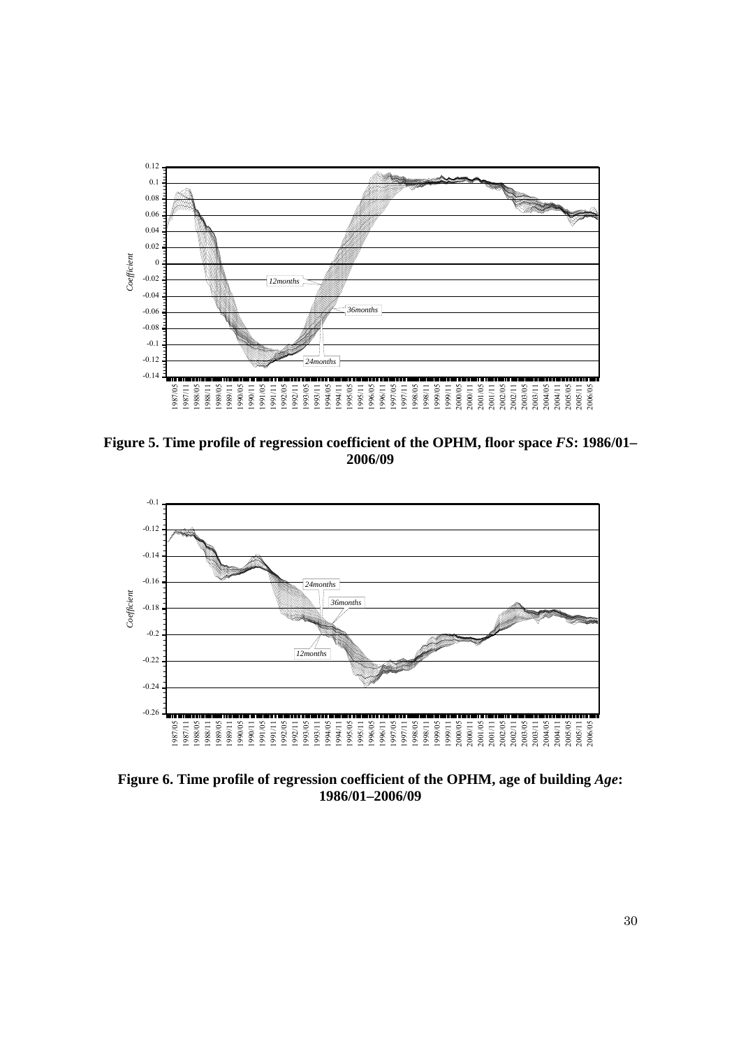**Figure 5. Time profile of regression coefficient of the OPHM, floor space *FS*: 1986/01–2006/09**

**Figure 6. Time profile of regression coefficient of the OPHM, age of building *Age*: 1986/01–2006/09**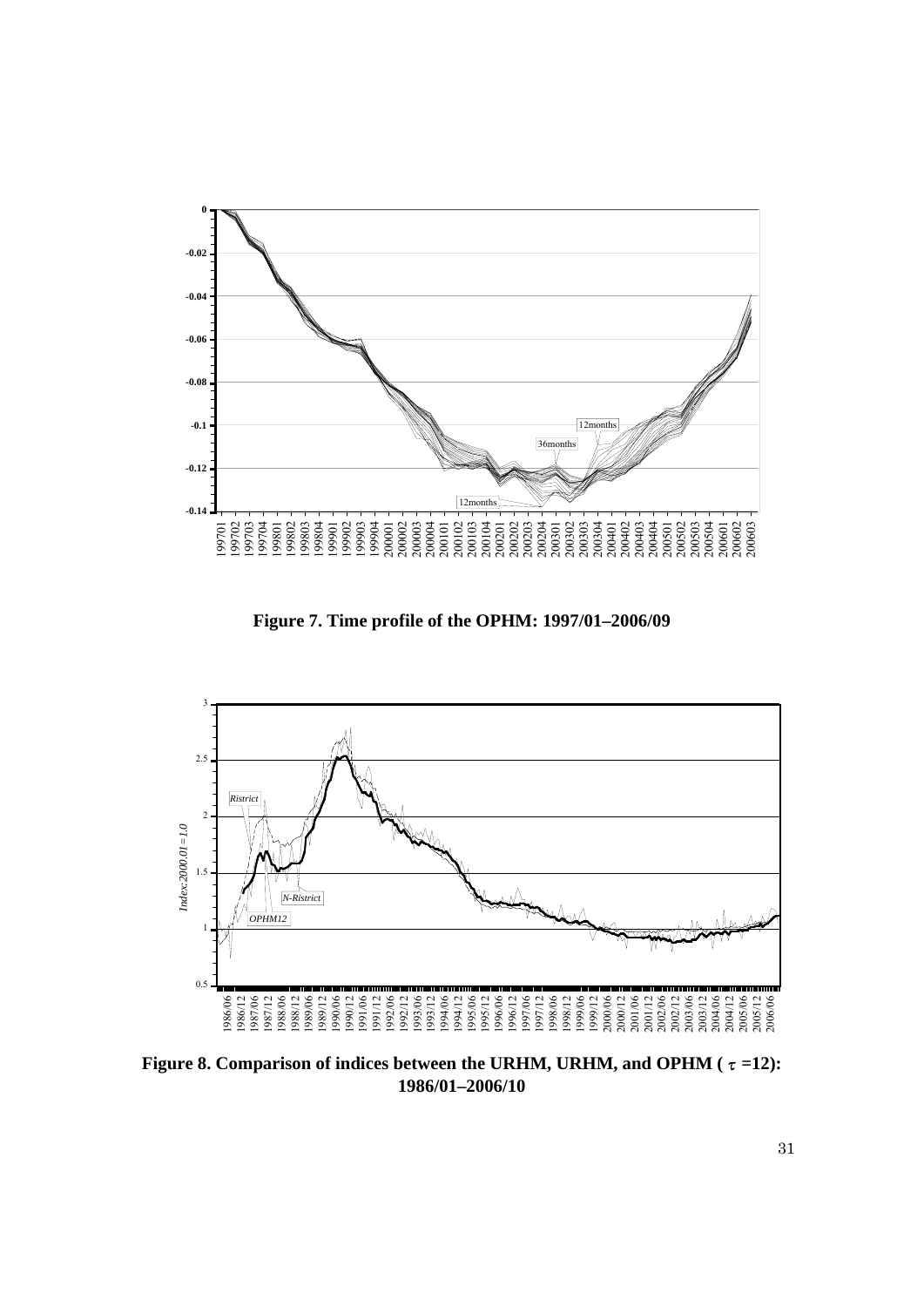0
-0.02
-0.04
-0.06
-0.08
-0.1
-0.12
-0.14

12months
36months
12months

199701 199702 199703 199704 199801 199802 199803 199804 199901 199902 199903 199904 200001 200002 200003 200004 200101 200102 200103 200104 200201 200202 200203 200204 200301 200302 200303 200304 200401 200402 200403 200404 200501 200502 200503 200504 200601 200602 200603

**Figure 7. Time profile of the OPHM: 1997/01–2006/09**

3
2.5
2
1.5
1
0.5

*Index:2000.01=1.0*

*Ristrict*
*N-Ristrict*
*OPHM12*

1986/06 1986/12 1987/06 1987/12 1988/06 1988/12 1989/06 1989/12 1990/06 1990/12 1991/06 1991/12 1992/06 1992/12 1993/06 1993/12 1994/06 1994/12 1995/06 1995/12 1996/06 1996/12 1997/06 1997/12 1998/06 1998/12 1999/06 1999/12 2000/06 2000/12 2001/06 2001/12 2002/06 2002/12 2003/06 2003/12 2004/06 2004/12 2005/06 2005/12 2006/06

**Figure 8. Comparison of indices between the URHM, URHM, and OPHM ( $\tau$ =12): 1986/01–2006/10**